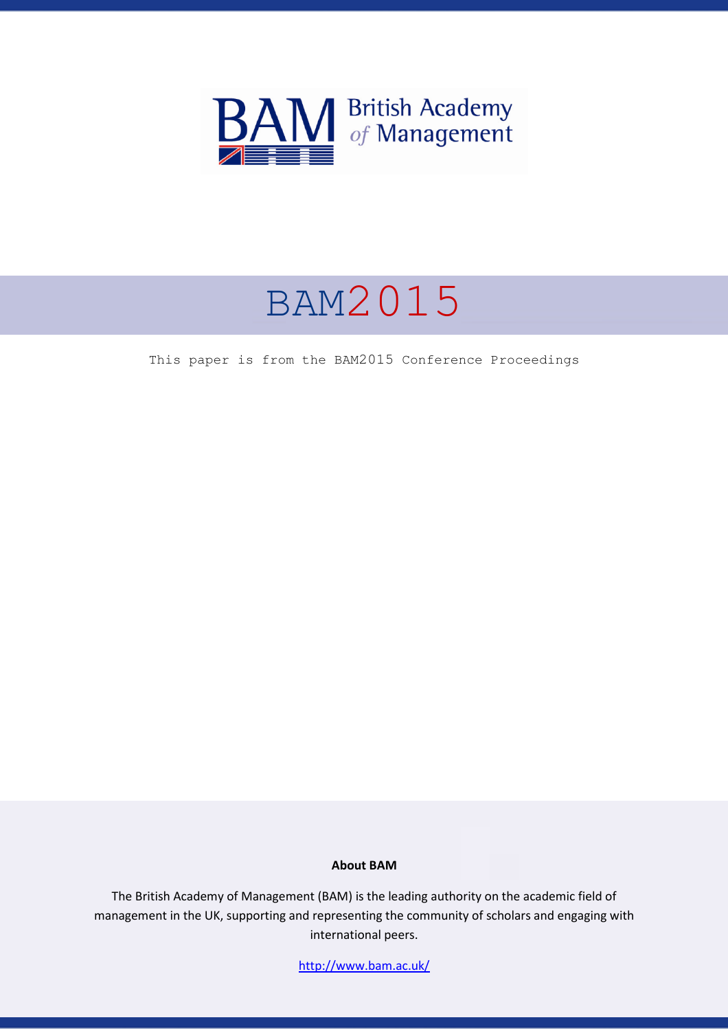# BAM2015

This paper is from the BAM2015 Conference Proceedings

**About BAM**

The British Academy of Management (BAM) is the leading authority on the academic field of management in the UK, supporting and representing the community of scholars and engaging with international peers.

http://www.bam.ac.uk/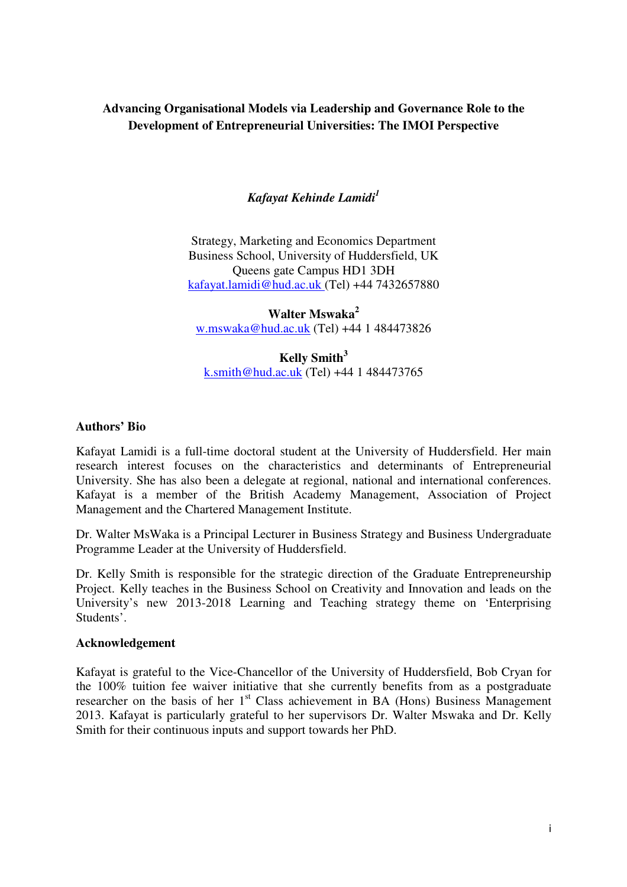**Advancing Organisational Models via Leadership and Governance Role to the Development of Entrepreneurial Universities: The IMOI Perspective**

***Kafayat Kehinde Lamidi***[1]

Strategy, Marketing and Economics Department
Business School, University of Huddersfield, UK
Queens gate Campus HD1 3DH
kafayat.lamidi@hud.ac.uk (Tel) +44 7432657880

**Walter Mswaka**[2]
w.mswaka@hud.ac.uk (Tel) +44 1 484473826

**Kelly Smith**[3]
k.smith@hud.ac.uk (Tel) +44 1 484473765

**Authors' Bio**

Kafayat Lamidi is a full-time doctoral student at the University of Huddersfield. Her main research interest focuses on the characteristics and determinants of Entrepreneurial University. She has also been a delegate at regional, national and international conferences. Kafayat is a member of the British Academy Management, Association of Project Management and the Chartered Management Institute.

Dr. Walter MsWaka is a Principal Lecturer in Business Strategy and Business Undergraduate Programme Leader at the University of Huddersfield.

Dr. Kelly Smith is responsible for the strategic direction of the Graduate Entrepreneurship Project. Kelly teaches in the Business School on Creativity and Innovation and leads on the University's new 2013-2018 Learning and Teaching strategy theme on 'Enterprising Students'.

**Acknowledgement**

Kafayat is grateful to the Vice-Chancellor of the University of Huddersfield, Bob Cryan for the 100% tuition fee waiver initiative that she currently benefits from as a postgraduate researcher on the basis of her 1st Class achievement in BA (Hons) Business Management 2013. Kafayat is particularly grateful to her supervisors Dr. Walter Mswaka and Dr. Kelly Smith for their continuous inputs and support towards her PhD.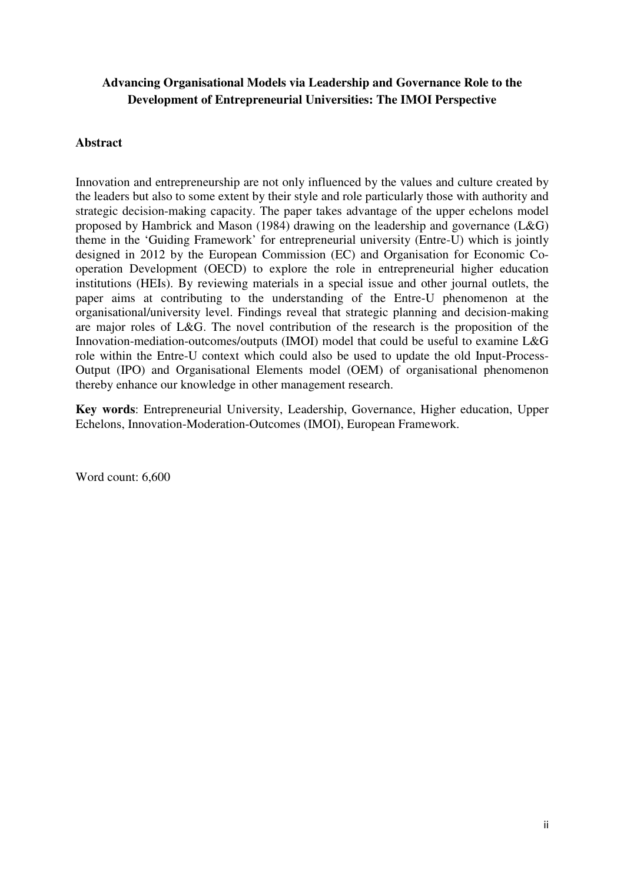**Advancing Organisational Models via Leadership and Governance Role to the Development of Entrepreneurial Universities: The IMOI Perspective**

## Abstract

Innovation and entrepreneurship are not only influenced by the values and culture created by the leaders but also to some extent by their style and role particularly those with authority and strategic decision-making capacity. The paper takes advantage of the upper echelons model proposed by Hambrick and Mason (1984) drawing on the leadership and governance (L&G) theme in the 'Guiding Framework' for entrepreneurial university (Entre-U) which is jointly designed in 2012 by the European Commission (EC) and Organisation for Economic Co-operation Development (OECD) to explore the role in entrepreneurial higher education institutions (HEIs). By reviewing materials in a special issue and other journal outlets, the paper aims at contributing to the understanding of the Entre-U phenomenon at the organisational/university level. Findings reveal that strategic planning and decision-making are major roles of L&G. The novel contribution of the research is the proposition of the Innovation-mediation-outcomes/outputs (IMOI) model that could be useful to examine L&G role within the Entre-U context which could also be used to update the old Input-Process-Output (IPO) and Organisational Elements model (OEM) of organisational phenomenon thereby enhance our knowledge in other management research.

**Key words**: Entrepreneurial University, Leadership, Governance, Higher education, Upper Echelons, Innovation-Moderation-Outcomes (IMOI), European Framework.

Word count: 6,600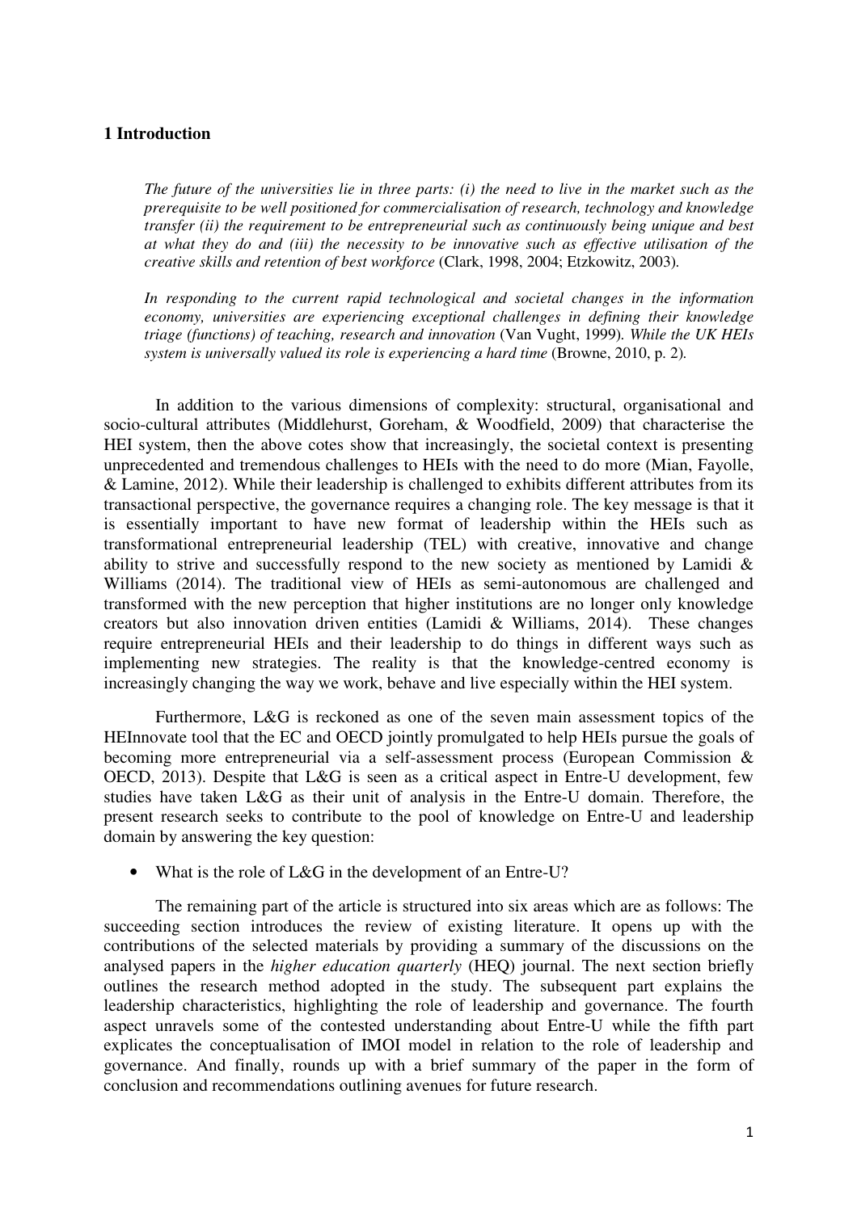## 1 Introduction

> *The future of the universities lie in three parts: (i) the need to live in the market such as the prerequisite to be well positioned for commercialisation of research, technology and knowledge transfer (ii) the requirement to be entrepreneurial such as continuously being unique and best at what they do and (iii) the necessity to be innovative such as effective utilisation of the creative skills and retention of best workforce* (Clark, 1998, 2004; Etzkowitz, 2003).
>
> *In responding to the current rapid technological and societal changes in the information economy, universities are experiencing exceptional challenges in defining their knowledge triage (functions) of teaching, research and innovation* (Van Vught, 1999). *While the UK HEIs system is universally valued its role is experiencing a hard time* (Browne, 2010, p. 2).

In addition to the various dimensions of complexity: structural, organisational and socio-cultural attributes (Middlehurst, Goreham, & Woodfield, 2009) that characterise the HEI system, then the above cotes show that increasingly, the societal context is presenting unprecedented and tremendous challenges to HEIs with the need to do more (Mian, Fayolle, & Lamine, 2012). While their leadership is challenged to exhibits different attributes from its transactional perspective, the governance requires a changing role. The key message is that it is essentially important to have new format of leadership within the HEIs such as transformational entrepreneurial leadership (TEL) with creative, innovative and change ability to strive and successfully respond to the new society as mentioned by Lamidi & Williams (2014). The traditional view of HEIs as semi-autonomous are challenged and transformed with the new perception that higher institutions are no longer only knowledge creators but also innovation driven entities (Lamidi & Williams, 2014). These changes require entrepreneurial HEIs and their leadership to do things in different ways such as implementing new strategies. The reality is that the knowledge-centred economy is increasingly changing the way we work, behave and live especially within the HEI system.

Furthermore, L&G is reckoned as one of the seven main assessment topics of the HEInnovate tool that the EC and OECD jointly promulgated to help HEIs pursue the goals of becoming more entrepreneurial via a self-assessment process (European Commission & OECD, 2013). Despite that L&G is seen as a critical aspect in Entre-U development, few studies have taken L&G as their unit of analysis in the Entre-U domain. Therefore, the present research seeks to contribute to the pool of knowledge on Entre-U and leadership domain by answering the key question:

- What is the role of L&G in the development of an Entre-U?

The remaining part of the article is structured into six areas which are as follows: The succeeding section introduces the review of existing literature. It opens up with the contributions of the selected materials by providing a summary of the discussions on the analysed papers in the *higher education quarterly* (HEQ) journal. The next section briefly outlines the research method adopted in the study. The subsequent part explains the leadership characteristics, highlighting the role of leadership and governance. The fourth aspect unravels some of the contested understanding about Entre-U while the fifth part explicates the conceptualisation of IMOI model in relation to the role of leadership and governance. And finally, rounds up with a brief summary of the paper in the form of conclusion and recommendations outlining avenues for future research.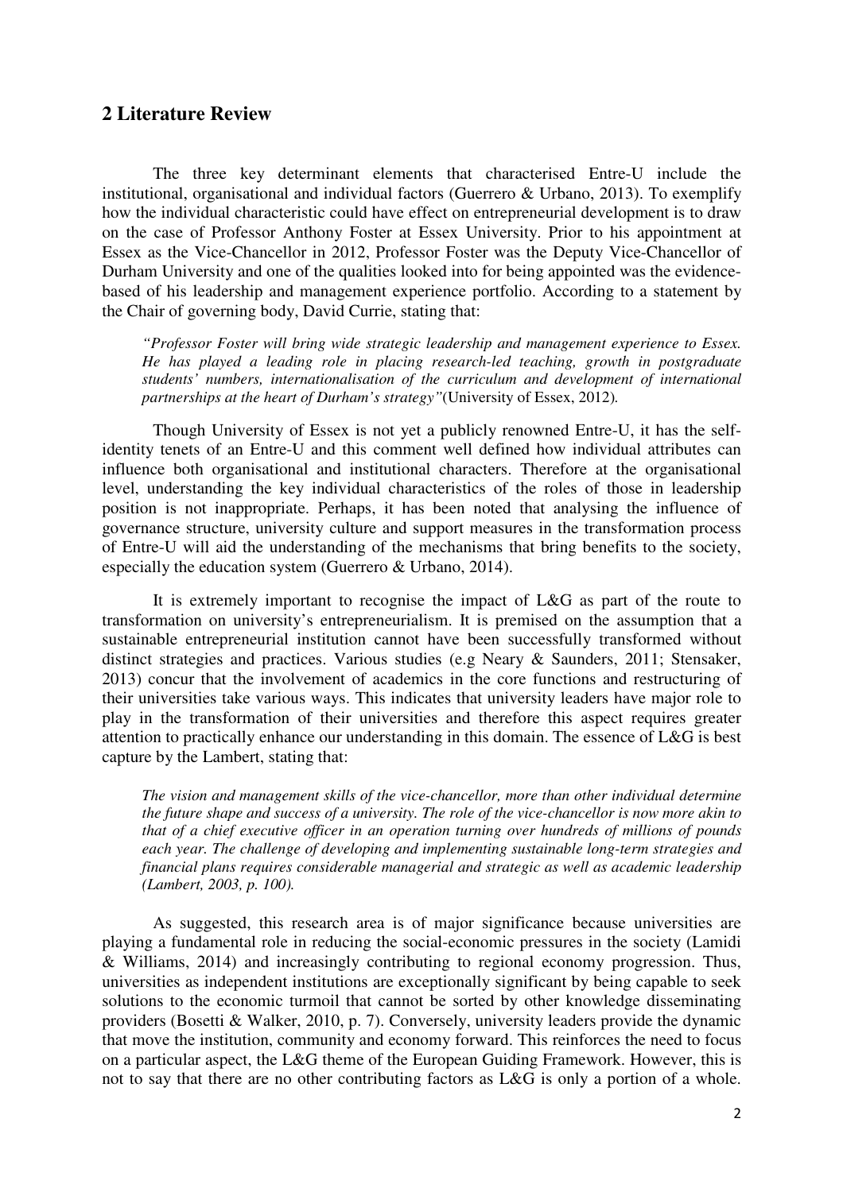## 2 Literature Review

The three key determinant elements that characterised Entre-U include the institutional, organisational and individual factors (Guerrero & Urbano, 2013). To exemplify how the individual characteristic could have effect on entrepreneurial development is to draw on the case of Professor Anthony Foster at Essex University. Prior to his appointment at Essex as the Vice-Chancellor in 2012, Professor Foster was the Deputy Vice-Chancellor of Durham University and one of the qualities looked into for being appointed was the evidence-based of his leadership and management experience portfolio. According to a statement by the Chair of governing body, David Currie, stating that:

> *"Professor Foster will bring wide strategic leadership and management experience to Essex. He has played a leading role in placing research-led teaching, growth in postgraduate students' numbers, internationalisation of the curriculum and development of international partnerships at the heart of Durham's strategy"*(University of Essex, 2012).

Though University of Essex is not yet a publicly renowned Entre-U, it has the self-identity tenets of an Entre-U and this comment well defined how individual attributes can influence both organisational and institutional characters. Therefore at the organisational level, understanding the key individual characteristics of the roles of those in leadership position is not inappropriate. Perhaps, it has been noted that analysing the influence of governance structure, university culture and support measures in the transformation process of Entre-U will aid the understanding of the mechanisms that bring benefits to the society, especially the education system (Guerrero & Urbano, 2014).

It is extremely important to recognise the impact of L&G as part of the route to transformation on university's entrepreneurialism. It is premised on the assumption that a sustainable entrepreneurial institution cannot have been successfully transformed without distinct strategies and practices. Various studies (e.g Neary & Saunders, 2011; Stensaker, 2013) concur that the involvement of academics in the core functions and restructuring of their universities take various ways. This indicates that university leaders have major role to play in the transformation of their universities and therefore this aspect requires greater attention to practically enhance our understanding in this domain. The essence of L&G is best capture by the Lambert, stating that:

> *The vision and management skills of the vice-chancellor, more than other individual determine the future shape and success of a university. The role of the vice-chancellor is now more akin to that of a chief executive officer in an operation turning over hundreds of millions of pounds each year. The challenge of developing and implementing sustainable long-term strategies and financial plans requires considerable managerial and strategic as well as academic leadership (Lambert, 2003, p. 100).*

As suggested, this research area is of major significance because universities are playing a fundamental role in reducing the social-economic pressures in the society (Lamidi & Williams, 2014) and increasingly contributing to regional economy progression. Thus, universities as independent institutions are exceptionally significant by being capable to seek solutions to the economic turmoil that cannot be sorted by other knowledge disseminating providers (Bosetti & Walker, 2010, p. 7). Conversely, university leaders provide the dynamic that move the institution, community and economy forward. This reinforces the need to focus on a particular aspect, the L&G theme of the European Guiding Framework. However, this is not to say that there are no other contributing factors as L&G is only a portion of a whole.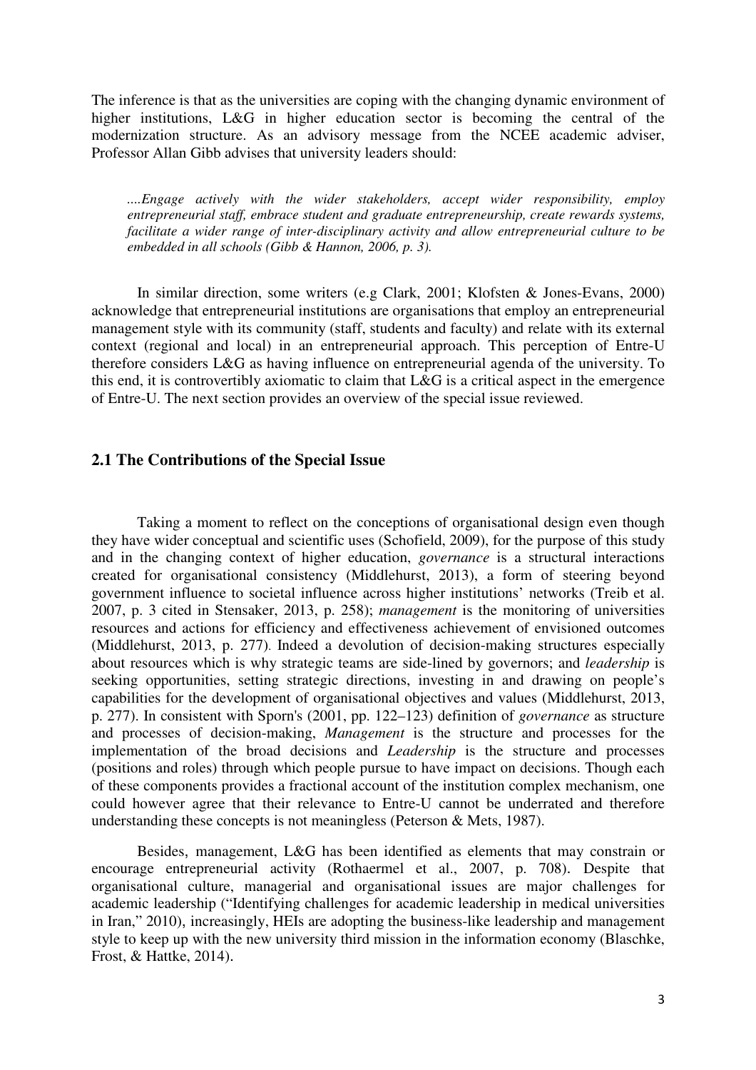The inference is that as the universities are coping with the changing dynamic environment of higher institutions, L&G in higher education sector is becoming the central of the modernization structure. As an advisory message from the NCEE academic adviser, Professor Allan Gibb advises that university leaders should:

> *....Engage actively with the wider stakeholders, accept wider responsibility, employ entrepreneurial staff, embrace student and graduate entrepreneurship, create rewards systems, facilitate a wider range of inter-disciplinary activity and allow entrepreneurial culture to be embedded in all schools (Gibb & Hannon, 2006, p. 3).*

In similar direction, some writers (e.g Clark, 2001; Klofsten & Jones-Evans, 2000) acknowledge that entrepreneurial institutions are organisations that employ an entrepreneurial management style with its community (staff, students and faculty) and relate with its external context (regional and local) in an entrepreneurial approach. This perception of Entre-U therefore considers L&G as having influence on entrepreneurial agenda of the university. To this end, it is controvertibly axiomatic to claim that L&G is a critical aspect in the emergence of Entre-U. The next section provides an overview of the special issue reviewed.

## 2.1 The Contributions of the Special Issue

Taking a moment to reflect on the conceptions of organisational design even though they have wider conceptual and scientific uses (Schofield, 2009), for the purpose of this study and in the changing context of higher education, *governance* is a structural interactions created for organisational consistency (Middlehurst, 2013), a form of steering beyond government influence to societal influence across higher institutions' networks (Treib et al. 2007, p. 3 cited in Stensaker, 2013, p. 258); *management* is the monitoring of universities resources and actions for efficiency and effectiveness achievement of envisioned outcomes (Middlehurst, 2013, p. 277). Indeed a devolution of decision-making structures especially about resources which is why strategic teams are side-lined by governors; and *leadership* is seeking opportunities, setting strategic directions, investing in and drawing on people's capabilities for the development of organisational objectives and values (Middlehurst, 2013, p. 277). In consistent with Sporn's (2001, pp. 122–123) definition of *governance* as structure and processes of decision-making, *Management* is the structure and processes for the implementation of the broad decisions and *Leadership* is the structure and processes (positions and roles) through which people pursue to have impact on decisions. Though each of these components provides a fractional account of the institution complex mechanism, one could however agree that their relevance to Entre-U cannot be underrated and therefore understanding these concepts is not meaningless (Peterson & Mets, 1987).

Besides, management, L&G has been identified as elements that may constrain or encourage entrepreneurial activity (Rothaermel et al., 2007, p. 708). Despite that organisational culture, managerial and organisational issues are major challenges for academic leadership ("Identifying challenges for academic leadership in medical universities in Iran," 2010), increasingly, HEIs are adopting the business-like leadership and management style to keep up with the new university third mission in the information economy (Blaschke, Frost, & Hattke, 2014).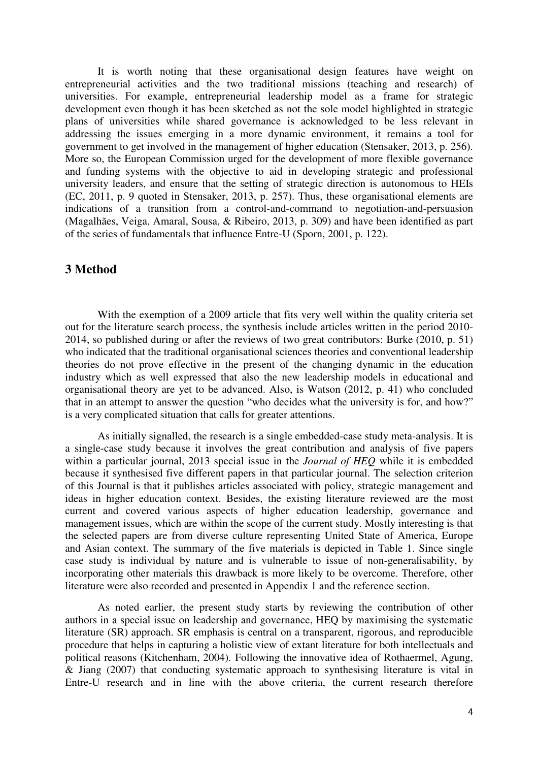It is worth noting that these organisational design features have weight on entrepreneurial activities and the two traditional missions (teaching and research) of universities. For example, entrepreneurial leadership model as a frame for strategic development even though it has been sketched as not the sole model highlighted in strategic plans of universities while shared governance is acknowledged to be less relevant in addressing the issues emerging in a more dynamic environment, it remains a tool for government to get involved in the management of higher education (Stensaker, 2013, p. 256). More so, the European Commission urged for the development of more flexible governance and funding systems with the objective to aid in developing strategic and professional university leaders, and ensure that the setting of strategic direction is autonomous to HEIs (EC, 2011, p. 9 quoted in Stensaker, 2013, p. 257). Thus, these organisational elements are indications of a transition from a control-and-command to negotiation-and-persuasion (Magalhães, Veiga, Amaral, Sousa, & Ribeiro, 2013, p. 309) and have been identified as part of the series of fundamentals that influence Entre-U (Sporn, 2001, p. 122).

# 3 Method

With the exemption of a 2009 article that fits very well within the quality criteria set out for the literature search process, the synthesis include articles written in the period 2010-2014, so published during or after the reviews of two great contributors: Burke (2010, p. 51) who indicated that the traditional organisational sciences theories and conventional leadership theories do not prove effective in the present of the changing dynamic in the education industry which as well expressed that also the new leadership models in educational and organisational theory are yet to be advanced. Also, is Watson (2012, p. 41) who concluded that in an attempt to answer the question "who decides what the university is for, and how?" is a very complicated situation that calls for greater attentions.

As initially signalled, the research is a single embedded-case study meta-analysis. It is a single-case study because it involves the great contribution and analysis of five papers within a particular journal, 2013 special issue in the *Journal of HEQ* while it is embedded because it synthesised five different papers in that particular journal. The selection criterion of this Journal is that it publishes articles associated with policy, strategic management and ideas in higher education context. Besides, the existing literature reviewed are the most current and covered various aspects of higher education leadership, governance and management issues, which are within the scope of the current study. Mostly interesting is that the selected papers are from diverse culture representing United State of America, Europe and Asian context. The summary of the five materials is depicted in Table 1. Since single case study is individual by nature and is vulnerable to issue of non-generalisability, by incorporating other materials this drawback is more likely to be overcome. Therefore, other literature were also recorded and presented in Appendix 1 and the reference section.

As noted earlier, the present study starts by reviewing the contribution of other authors in a special issue on leadership and governance, HEQ by maximising the systematic literature (SR) approach. SR emphasis is central on a transparent, rigorous, and reproducible procedure that helps in capturing a holistic view of extant literature for both intellectuals and political reasons (Kitchenham, 2004). Following the innovative idea of Rothaermel, Agung, & Jiang (2007) that conducting systematic approach to synthesising literature is vital in Entre-U research and in line with the above criteria, the current research therefore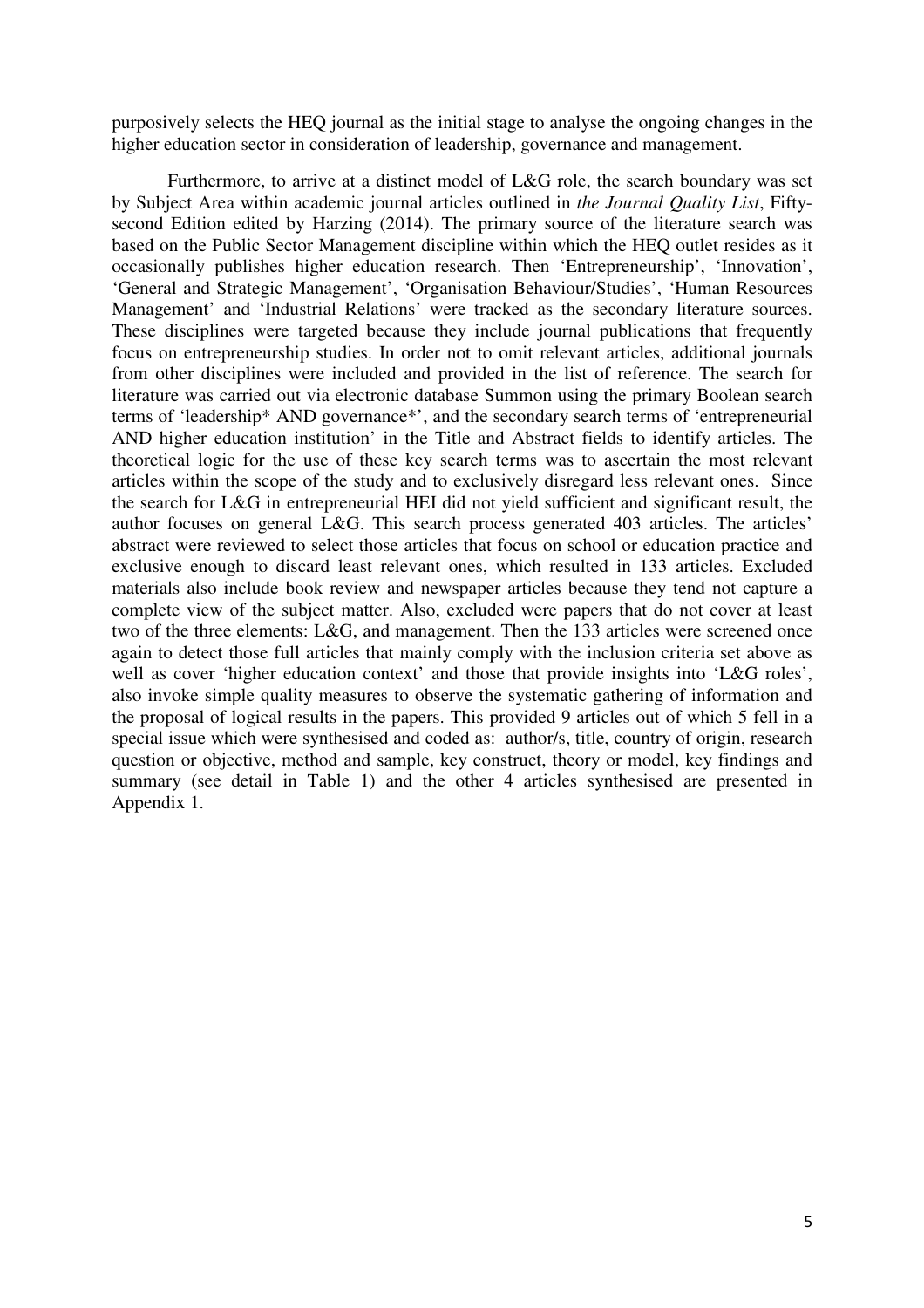purposively selects the HEQ journal as the initial stage to analyse the ongoing changes in the higher education sector in consideration of leadership, governance and management.

Furthermore, to arrive at a distinct model of L&G role, the search boundary was set by Subject Area within academic journal articles outlined in *the Journal Quality List*, Fifty-second Edition edited by Harzing (2014). The primary source of the literature search was based on the Public Sector Management discipline within which the HEQ outlet resides as it occasionally publishes higher education research. Then 'Entrepreneurship', 'Innovation', 'General and Strategic Management', 'Organisation Behaviour/Studies', 'Human Resources Management' and 'Industrial Relations' were tracked as the secondary literature sources. These disciplines were targeted because they include journal publications that frequently focus on entrepreneurship studies. In order not to omit relevant articles, additional journals from other disciplines were included and provided in the list of reference. The search for literature was carried out via electronic database Summon using the primary Boolean search terms of 'leadership* AND governance*', and the secondary search terms of 'entrepreneurial AND higher education institution' in the Title and Abstract fields to identify articles. The theoretical logic for the use of these key search terms was to ascertain the most relevant articles within the scope of the study and to exclusively disregard less relevant ones. Since the search for L&G in entrepreneurial HEI did not yield sufficient and significant result, the author focuses on general L&G. This search process generated 403 articles. The articles' abstract were reviewed to select those articles that focus on school or education practice and exclusive enough to discard least relevant ones, which resulted in 133 articles. Excluded materials also include book review and newspaper articles because they tend not capture a complete view of the subject matter. Also, excluded were papers that do not cover at least two of the three elements: L&G, and management. Then the 133 articles were screened once again to detect those full articles that mainly comply with the inclusion criteria set above as well as cover 'higher education context' and those that provide insights into 'L&G roles', also invoke simple quality measures to observe the systematic gathering of information and the proposal of logical results in the papers. This provided 9 articles out of which 5 fell in a special issue which were synthesised and coded as: author/s, title, country of origin, research question or objective, method and sample, key construct, theory or model, key findings and summary (see detail in Table 1) and the other 4 articles synthesised are presented in Appendix 1.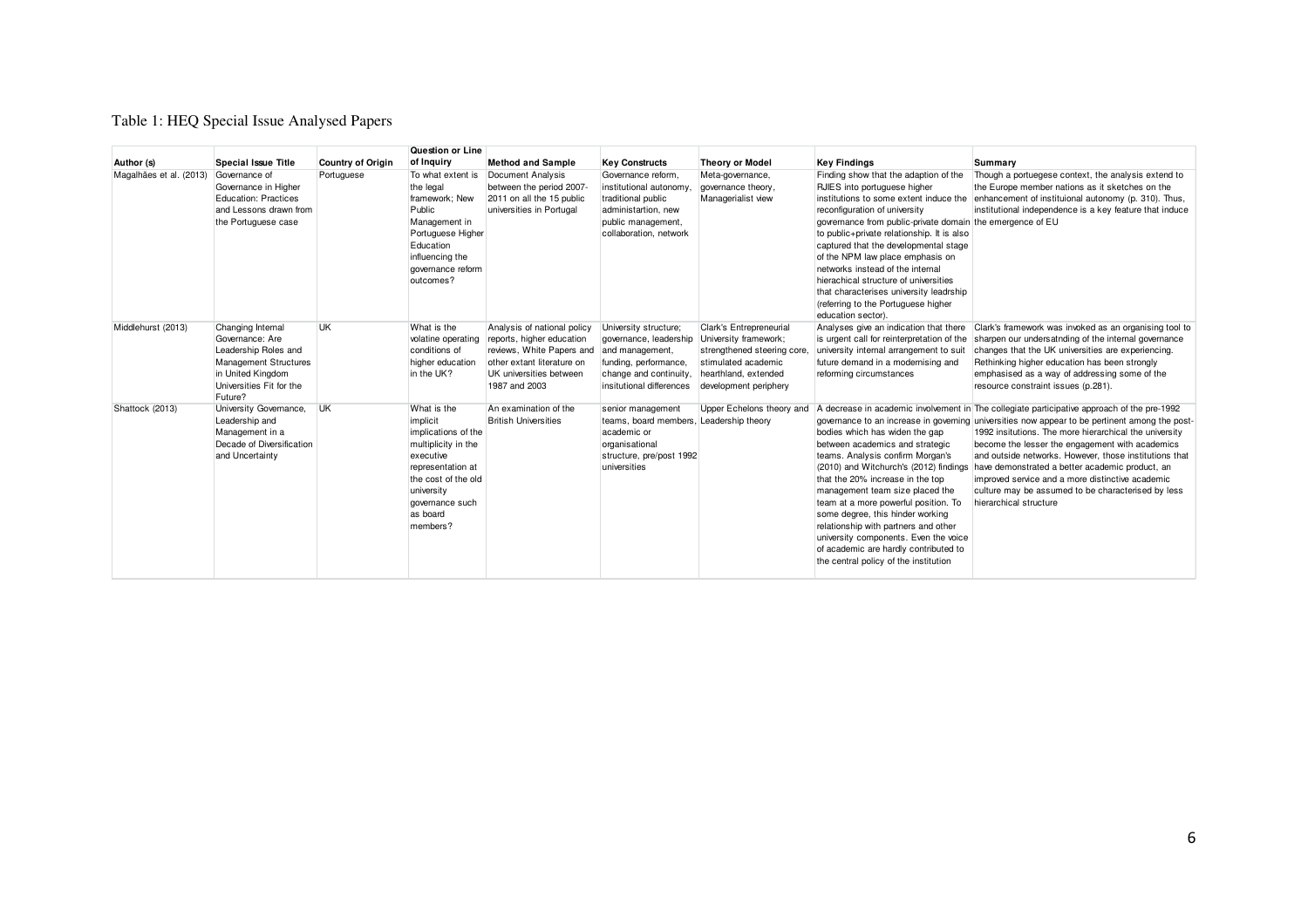Table 1: HEQ Special Issue Analysed Papers

| Author (s) | Special Issue Title | Country of Origin | Question or Line of Inquiry | Method and Sample | Key Constructs | Theory or Model | Key Findings | Summary |
|---|---|---|---|---|---|---|---|---|
| Magalhães et al. (2013) | Governance of Governance in Higher Education: Practices and Lessons drawn from the Portuguese case | Portuguese | To what extent is the legal framework; New Public Management in Portuguese Higher Education influencing the governance reform outcomes? | Document Analysis between the period 2007-2011 on all the 15 public universities in Portugal | Governance reform, institutional autonomy, traditional public administartion, new public management, collaboration, network | Meta-governance, governance theory, Managerialist view | Finding show that the adaption of the RJIES into portuguese higher institutions to some extent induce the reconfiguration of university governance from public-private domain to public+private relationship. It is also captured that the developmental stage of the NPM law place emphasis on networks instead of the internal hierachical structure of universities that characterises university leadrship (referring to the Portuguese higher education sector). | Though a portuegese context, the analysis extend to the Europe member nations as it sketches on the enhancement of instituional autonomy (p. 310). Thus, institutional independence is a key feature that induce the emergence of EU |
| Middlehurst (2013) | Changing Internal Governance: Are Leadership Roles and Management Structures in United Kingdom Universities Fit for the Future? | UK | What is the volatine operating conditions of higher education in the UK? | Analysis of national policy reports, higher education reviews, White Papers and other extant literature on UK universities between 1987 and 2003 | University structure; governance, leadership and management, funding, performance, change and continuity, insitutional differences | Clark's Entrepreneurial University framework; strengthened steering core, stimulated academic hearthland, extended development periphery | Analyses give an indication that there is urgent call for reinterpretation of the university internal arrangement to suit future demand in a modernising and reforming circumstances | Clark's framework was invoked as an organising tool to sharpen our undersatnding of the internal governance changes that the UK universities are experiencing. Rethinking higher education has been strongly emphasised as a way of addressing some of the resource constraint issues (p.281). |
| Shattock (2013) | University Governance, Leadership and Management in a Decade of Diversification and Uncertainty | UK | What is the implicit implications of the multiplicity in the executive representation at the cost of the old university governance such as board members? | An examination of the British Universities | senior management teams, board members, academic or organisational structure, pre/post 1992 universities | Upper Echelons theory and Leadership theory | A decrease in academic involvement in governance to an increase in governing bodies which has widen the gap between academics and strategic teams. Analysis confirm Morgan's (2010) and Witchurch's (2012) findings that the 20% increase in the top management team size placed the team at a more powerful position. To some degree, this hinder working relationship with partners and other university components. Even the voice of academic are hardly contributed to the central policy of the institution | The collegiate participative approach of the pre-1992 universities now appear to be pertinent among the post-1992 insitutions. The more hierarchical the university become the lesser the engagement with academics and outside networks. However, those institutions that have demonstrated a better academic product, an improved service and a more distinctive academic culture may be assumed to be characterised by less hierarchical structure |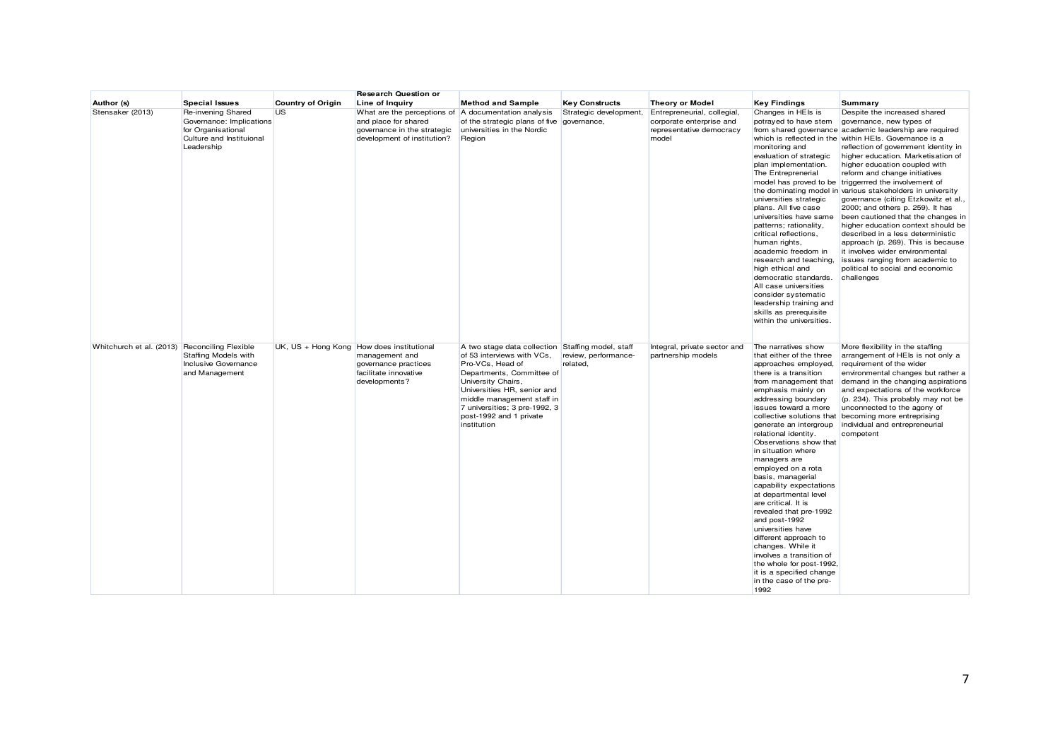| Author (s) | Special Issues | Country of Origin | Research Question or Line of Inquiry | Method and Sample | Key Constructs | Theory or Model | Key Findings | Summary |
|---|---|---|---|---|---|---|---|---|
| Stensaker (2013) | Re-invening Shared Governance: Implications for Organisational Culture and Instituional Leadership | US | What are the perceptions of and place for shared governance in the strategic development of institution? | A documentation analysis of the strategic plans of five universities in the Nordic Region | Strategic development, governance, | Entrepreneurial, collegial, corporate enterprise and representative democracy model | Changes in HEIs is potrayed to have stem from shared governance which is reflected in the monitoring and evaluation of strategic plan implementation. The Entrepreneurial model has proved to be the dominating model in universities strategic plans. All five case universities have same patterns; rationality, critical reflections, human rights, academic freedom in research and teaching, high ethical and democratic standards. All case universities consider systematic leadership training and skills as prerequisite within the universities. | Despite the increased shared governance, new types of academic leadership are required within HEIs. Governance is a reflection of government identity in higher education. Marketisation of higher education coupled with reform and change initiatives triggerrred the involvement of various stakeholders in university governance (citing Etzkowitz et al., 2000; and others p. 259). It has been cautioned that the changes in higher education context should be described in a less deterministic approach (p. 269). This is because it involves wider environmental issues ranging from academic to political to social and economic challenges |
| Whitchurch et al. (2013) | Reconciling Flexible Staffing Models with Inclusive Governance and Management | UK, US + Hong Kong | How does institutional management and governance practices facilitate innovative developments? | A two stage data collection of 53 interviews with VCs, Pro-VCs, Head of Departments, Committee of University Chairs, Universities HR, senior and middle management staff in 7 universities; 3 pre-1992, 3 post-1992 and 1 private institution | Staffing model, staff review, performance-related, | Integral, private sector and partnership models | The narratives show that either of the three approaches employed, there is a transition from management that emphasis mainly on addressing boundary issues toward a more collective solutions that generate an intergroup relational identity. Observations show that in situation where managers are employed on a rota basis, managerial capability expectations at departmental level are critical. It is revealed that pre-1992 and post-1992 universities have different approach to changes. While it involves a transition of the whole for post-1992, it is a specified change in the case of the pre-1992 | More flexibility in the staffing arrangement of HEIs is not only a requirement of the wider environmental changes but rather a demand in the changing aspirations and expectations of the workforce (p. 234). This probably may not be unconnected to the agony of becoming more entreprising individual and entrepreneurial competent |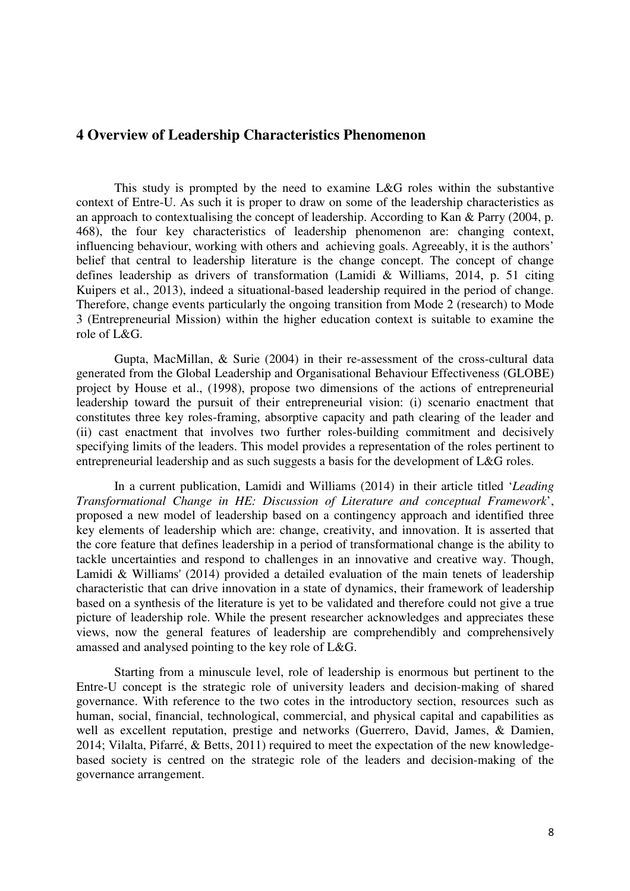## 4 Overview of Leadership Characteristics Phenomenon

This study is prompted by the need to examine L&G roles within the substantive context of Entre-U. As such it is proper to draw on some of the leadership characteristics as an approach to contextualising the concept of leadership. According to Kan & Parry (2004, p. 468), the four key characteristics of leadership phenomenon are: changing context, influencing behaviour, working with others and achieving goals. Agreeably, it is the authors' belief that central to leadership literature is the change concept. The concept of change defines leadership as drivers of transformation (Lamidi & Williams, 2014, p. 51 citing Kuipers et al., 2013), indeed a situational-based leadership required in the period of change. Therefore, change events particularly the ongoing transition from Mode 2 (research) to Mode 3 (Entrepreneurial Mission) within the higher education context is suitable to examine the role of L&G.

Gupta, MacMillan, & Surie (2004) in their re-assessment of the cross-cultural data generated from the Global Leadership and Organisational Behaviour Effectiveness (GLOBE) project by House et al., (1998), propose two dimensions of the actions of entrepreneurial leadership toward the pursuit of their entrepreneurial vision: (i) scenario enactment that constitutes three key roles-framing, absorptive capacity and path clearing of the leader and (ii) cast enactment that involves two further roles-building commitment and decisively specifying limits of the leaders. This model provides a representation of the roles pertinent to entrepreneurial leadership and as such suggests a basis for the development of L&G roles.

In a current publication, Lamidi and Williams (2014) in their article titled '*Leading Transformational Change in HE: Discussion of Literature and conceptual Framework*', proposed a new model of leadership based on a contingency approach and identified three key elements of leadership which are: change, creativity, and innovation. It is asserted that the core feature that defines leadership in a period of transformational change is the ability to tackle uncertainties and respond to challenges in an innovative and creative way. Though, Lamidi & Williams' (2014) provided a detailed evaluation of the main tenets of leadership characteristic that can drive innovation in a state of dynamics, their framework of leadership based on a synthesis of the literature is yet to be validated and therefore could not give a true picture of leadership role. While the present researcher acknowledges and appreciates these views, now the general features of leadership are comprehendibly and comprehensively amassed and analysed pointing to the key role of L&G.

Starting from a minuscule level, role of leadership is enormous but pertinent to the Entre-U concept is the strategic role of university leaders and decision-making of shared governance. With reference to the two cotes in the introductory section, resources such as human, social, financial, technological, commercial, and physical capital and capabilities as well as excellent reputation, prestige and networks (Guerrero, David, James, & Damien, 2014; Vilalta, Pifarré, & Betts, 2011) required to meet the expectation of the new knowledge-based society is centred on the strategic role of the leaders and decision-making of the governance arrangement.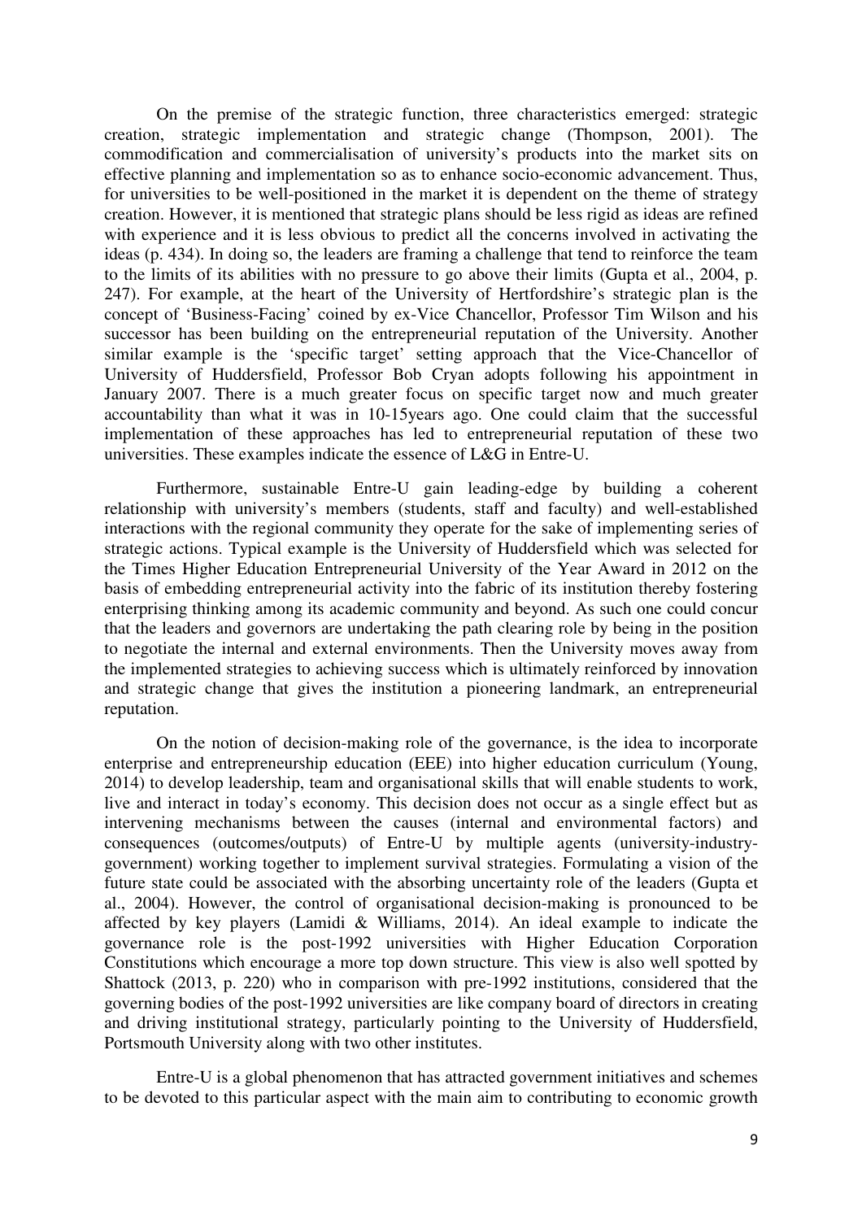On the premise of the strategic function, three characteristics emerged: strategic creation, strategic implementation and strategic change (Thompson, 2001). The commodification and commercialisation of university's products into the market sits on effective planning and implementation so as to enhance socio-economic advancement. Thus, for universities to be well-positioned in the market it is dependent on the theme of strategy creation. However, it is mentioned that strategic plans should be less rigid as ideas are refined with experience and it is less obvious to predict all the concerns involved in activating the ideas (p. 434). In doing so, the leaders are framing a challenge that tend to reinforce the team to the limits of its abilities with no pressure to go above their limits (Gupta et al., 2004, p. 247). For example, at the heart of the University of Hertfordshire's strategic plan is the concept of 'Business-Facing' coined by ex-Vice Chancellor, Professor Tim Wilson and his successor has been building on the entrepreneurial reputation of the University. Another similar example is the 'specific target' setting approach that the Vice-Chancellor of University of Huddersfield, Professor Bob Cryan adopts following his appointment in January 2007. There is a much greater focus on specific target now and much greater accountability than what it was in 10-15years ago. One could claim that the successful implementation of these approaches has led to entrepreneurial reputation of these two universities. These examples indicate the essence of L&G in Entre-U.

Furthermore, sustainable Entre-U gain leading-edge by building a coherent relationship with university's members (students, staff and faculty) and well-established interactions with the regional community they operate for the sake of implementing series of strategic actions. Typical example is the University of Huddersfield which was selected for the Times Higher Education Entrepreneurial University of the Year Award in 2012 on the basis of embedding entrepreneurial activity into the fabric of its institution thereby fostering enterprising thinking among its academic community and beyond. As such one could concur that the leaders and governors are undertaking the path clearing role by being in the position to negotiate the internal and external environments. Then the University moves away from the implemented strategies to achieving success which is ultimately reinforced by innovation and strategic change that gives the institution a pioneering landmark, an entrepreneurial reputation.

On the notion of decision-making role of the governance, is the idea to incorporate enterprise and entrepreneurship education (EEE) into higher education curriculum (Young, 2014) to develop leadership, team and organisational skills that will enable students to work, live and interact in today's economy. This decision does not occur as a single effect but as intervening mechanisms between the causes (internal and environmental factors) and consequences (outcomes/outputs) of Entre-U by multiple agents (university-industry-government) working together to implement survival strategies. Formulating a vision of the future state could be associated with the absorbing uncertainty role of the leaders (Gupta et al., 2004). However, the control of organisational decision-making is pronounced to be affected by key players (Lamidi & Williams, 2014). An ideal example to indicate the governance role is the post-1992 universities with Higher Education Corporation Constitutions which encourage a more top down structure. This view is also well spotted by Shattock (2013, p. 220) who in comparison with pre-1992 institutions, considered that the governing bodies of the post-1992 universities are like company board of directors in creating and driving institutional strategy, particularly pointing to the University of Huddersfield, Portsmouth University along with two other institutes.

Entre-U is a global phenomenon that has attracted government initiatives and schemes to be devoted to this particular aspect with the main aim to contributing to economic growth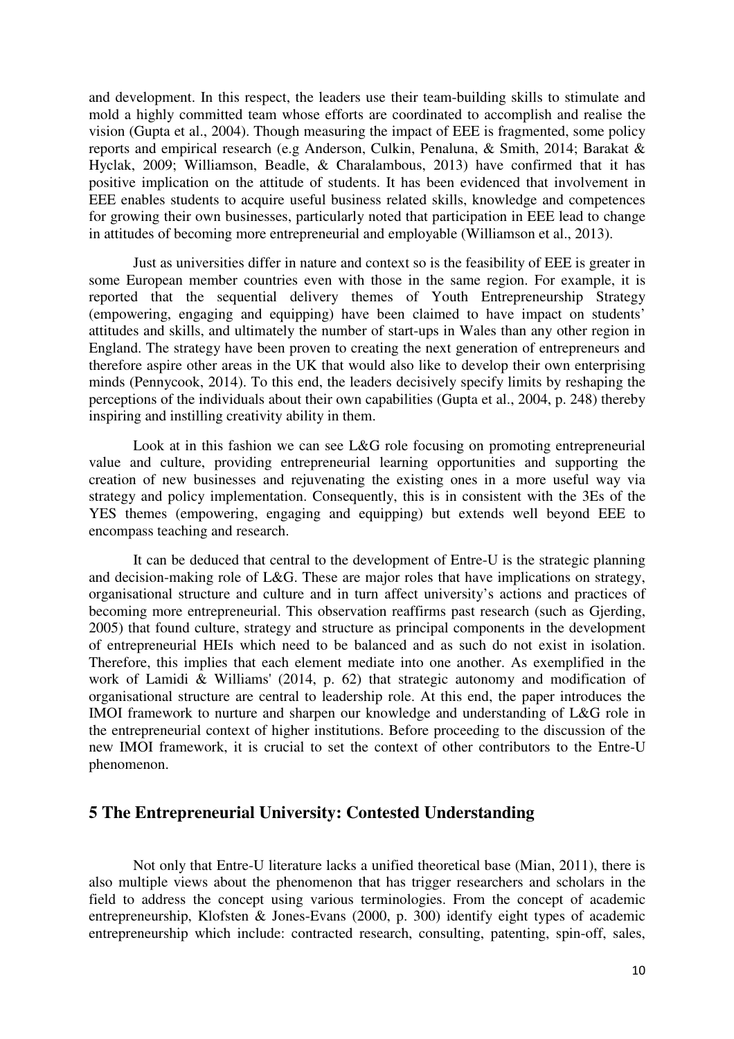and development. In this respect, the leaders use their team-building skills to stimulate and mold a highly committed team whose efforts are coordinated to accomplish and realise the vision (Gupta et al., 2004). Though measuring the impact of EEE is fragmented, some policy reports and empirical research (e.g Anderson, Culkin, Penaluna, & Smith, 2014; Barakat & Hyclak, 2009; Williamson, Beadle, & Charalambous, 2013) have confirmed that it has positive implication on the attitude of students. It has been evidenced that involvement in EEE enables students to acquire useful business related skills, knowledge and competences for growing their own businesses, particularly noted that participation in EEE lead to change in attitudes of becoming more entrepreneurial and employable (Williamson et al., 2013).

Just as universities differ in nature and context so is the feasibility of EEE is greater in some European member countries even with those in the same region. For example, it is reported that the sequential delivery themes of Youth Entrepreneurship Strategy (empowering, engaging and equipping) have been claimed to have impact on students' attitudes and skills, and ultimately the number of start-ups in Wales than any other region in England. The strategy have been proven to creating the next generation of entrepreneurs and therefore aspire other areas in the UK that would also like to develop their own enterprising minds (Pennycook, 2014). To this end, the leaders decisively specify limits by reshaping the perceptions of the individuals about their own capabilities (Gupta et al., 2004, p. 248) thereby inspiring and instilling creativity ability in them.

Look at in this fashion we can see L&G role focusing on promoting entrepreneurial value and culture, providing entrepreneurial learning opportunities and supporting the creation of new businesses and rejuvenating the existing ones in a more useful way via strategy and policy implementation. Consequently, this is in consistent with the 3Es of the YES themes (empowering, engaging and equipping) but extends well beyond EEE to encompass teaching and research.

It can be deduced that central to the development of Entre-U is the strategic planning and decision-making role of L&G. These are major roles that have implications on strategy, organisational structure and culture and in turn affect university's actions and practices of becoming more entrepreneurial. This observation reaffirms past research (such as Gjerding, 2005) that found culture, strategy and structure as principal components in the development of entrepreneurial HEIs which need to be balanced and as such do not exist in isolation. Therefore, this implies that each element mediate into one another. As exemplified in the work of Lamidi & Williams' (2014, p. 62) that strategic autonomy and modification of organisational structure are central to leadership role. At this end, the paper introduces the IMOI framework to nurture and sharpen our knowledge and understanding of L&G role in the entrepreneurial context of higher institutions. Before proceeding to the discussion of the new IMOI framework, it is crucial to set the context of other contributors to the Entre-U phenomenon.

## 5 The Entrepreneurial University: Contested Understanding

Not only that Entre-U literature lacks a unified theoretical base (Mian, 2011), there is also multiple views about the phenomenon that has trigger researchers and scholars in the field to address the concept using various terminologies. From the concept of academic entrepreneurship, Klofsten & Jones-Evans (2000, p. 300) identify eight types of academic entrepreneurship which include: contracted research, consulting, patenting, spin-off, sales,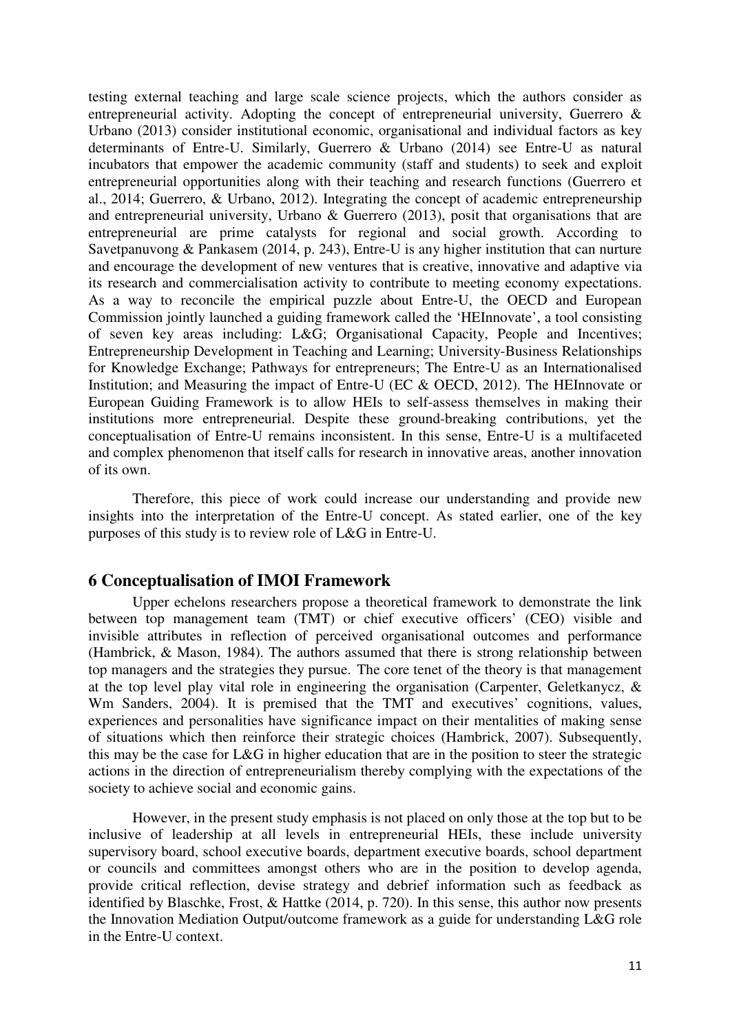testing external teaching and large scale science projects, which the authors consider as entrepreneurial activity. Adopting the concept of entrepreneurial university, Guerrero & Urbano (2013) consider institutional economic, organisational and individual factors as key determinants of Entre-U. Similarly, Guerrero & Urbano (2014) see Entre-U as natural incubators that empower the academic community (staff and students) to seek and exploit entrepreneurial opportunities along with their teaching and research functions (Guerrero et al., 2014; Guerrero, & Urbano, 2012). Integrating the concept of academic entrepreneurship and entrepreneurial university, Urbano & Guerrero (2013), posit that organisations that are entrepreneurial are prime catalysts for regional and social growth. According to Savetpanuvong & Pankasem (2014, p. 243), Entre-U is any higher institution that can nurture and encourage the development of new ventures that is creative, innovative and adaptive via its research and commercialisation activity to contribute to meeting economy expectations. As a way to reconcile the empirical puzzle about Entre-U, the OECD and European Commission jointly launched a guiding framework called the 'HEInnovate', a tool consisting of seven key areas including: L&G; Organisational Capacity, People and Incentives; Entrepreneurship Development in Teaching and Learning; University-Business Relationships for Knowledge Exchange; Pathways for entrepreneurs; The Entre-U as an Internationalised Institution; and Measuring the impact of Entre-U (EC & OECD, 2012). The HEInnovate or European Guiding Framework is to allow HEIs to self-assess themselves in making their institutions more entrepreneurial. Despite these ground-breaking contributions, yet the conceptualisation of Entre-U remains inconsistent. In this sense, Entre-U is a multifaceted and complex phenomenon that itself calls for research in innovative areas, another innovation of its own.

Therefore, this piece of work could increase our understanding and provide new insights into the interpretation of the Entre-U concept. As stated earlier, one of the key purposes of this study is to review role of L&G in Entre-U.

## 6 Conceptualisation of IMOI Framework

Upper echelons researchers propose a theoretical framework to demonstrate the link between top management team (TMT) or chief executive officers' (CEO) visible and invisible attributes in reflection of perceived organisational outcomes and performance (Hambrick, & Mason, 1984). The authors assumed that there is strong relationship between top managers and the strategies they pursue. The core tenet of the theory is that management at the top level play vital role in engineering the organisation (Carpenter, Geletkanycz, & Wm Sanders, 2004). It is premised that the TMT and executives' cognitions, values, experiences and personalities have significance impact on their mentalities of making sense of situations which then reinforce their strategic choices (Hambrick, 2007). Subsequently, this may be the case for L&G in higher education that are in the position to steer the strategic actions in the direction of entrepreneurialism thereby complying with the expectations of the society to achieve social and economic gains.

However, in the present study emphasis is not placed on only those at the top but to be inclusive of leadership at all levels in entrepreneurial HEIs, these include university supervisory board, school executive boards, department executive boards, school department or councils and committees amongst others who are in the position to develop agenda, provide critical reflection, devise strategy and debrief information such as feedback as identified by Blaschke, Frost, & Hattke (2014, p. 720). In this sense, this author now presents the Innovation Mediation Output/outcome framework as a guide for understanding L&G role in the Entre-U context.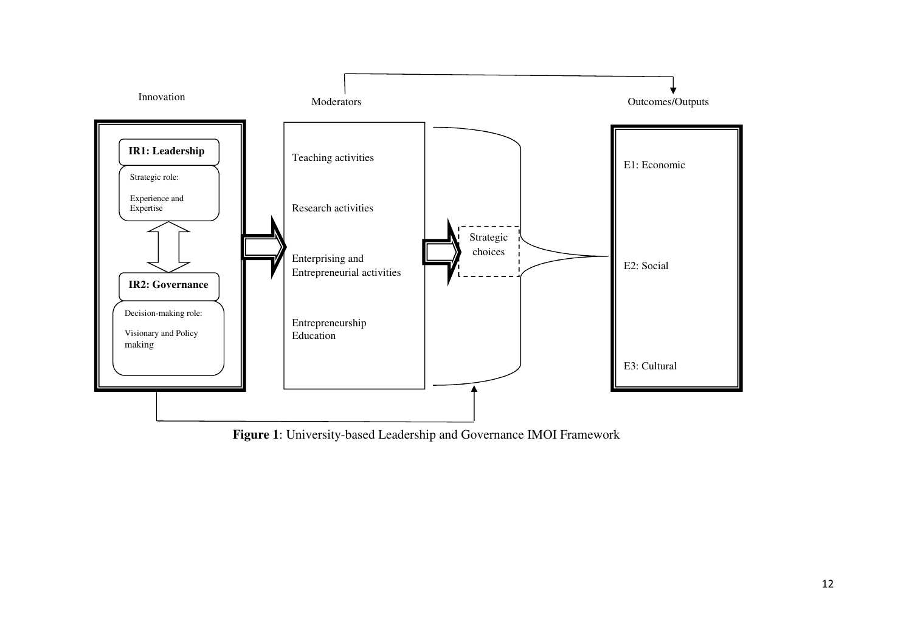Innovation

Moderators

Outcomes/Outputs

**IR1: Leadership**

Strategic role:

Experience and Expertise

**IR2: Governance**

Decision-making role:

Visionary and Policy making

Teaching activities

Research activities

Enterprising and Entrepreneurial activities

Entrepreneurship Education

Strategic choices

E1: Economic

E2: Social

E3: Cultural

**Figure 1**: University-based Leadership and Governance IMOI Framework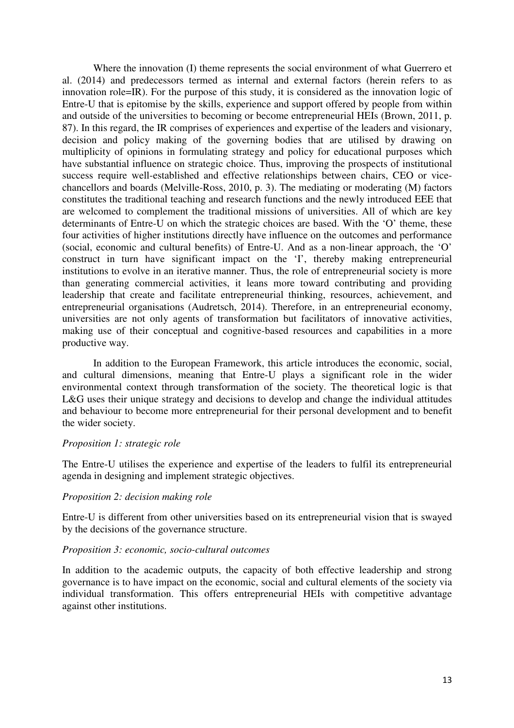Where the innovation (I) theme represents the social environment of what Guerrero et al. (2014) and predecessors termed as internal and external factors (herein refers to as innovation role=IR). For the purpose of this study, it is considered as the innovation logic of Entre-U that is epitomise by the skills, experience and support offered by people from within and outside of the universities to becoming or become entrepreneurial HEIs (Brown, 2011, p. 87). In this regard, the IR comprises of experiences and expertise of the leaders and visionary, decision and policy making of the governing bodies that are utilised by drawing on multiplicity of opinions in formulating strategy and policy for educational purposes which have substantial influence on strategic choice. Thus, improving the prospects of institutional success require well-established and effective relationships between chairs, CEO or vice-chancellors and boards (Melville-Ross, 2010, p. 3). The mediating or moderating (M) factors constitutes the traditional teaching and research functions and the newly introduced EEE that are welcomed to complement the traditional missions of universities. All of which are key determinants of Entre-U on which the strategic choices are based. With the 'O' theme, these four activities of higher institutions directly have influence on the outcomes and performance (social, economic and cultural benefits) of Entre-U. And as a non-linear approach, the 'O' construct in turn have significant impact on the 'I', thereby making entrepreneurial institutions to evolve in an iterative manner. Thus, the role of entrepreneurial society is more than generating commercial activities, it leans more toward contributing and providing leadership that create and facilitate entrepreneurial thinking, resources, achievement, and entrepreneurial organisations (Audretsch, 2014). Therefore, in an entrepreneurial economy, universities are not only agents of transformation but facilitators of innovative activities, making use of their conceptual and cognitive-based resources and capabilities in a more productive way.

In addition to the European Framework, this article introduces the economic, social, and cultural dimensions, meaning that Entre-U plays a significant role in the wider environmental context through transformation of the society. The theoretical logic is that L&G uses their unique strategy and decisions to develop and change the individual attitudes and behaviour to become more entrepreneurial for their personal development and to benefit the wider society.

*Proposition 1: strategic role*

The Entre-U utilises the experience and expertise of the leaders to fulfil its entrepreneurial agenda in designing and implement strategic objectives.

*Proposition 2: decision making role*

Entre-U is different from other universities based on its entrepreneurial vision that is swayed by the decisions of the governance structure.

*Proposition 3: economic, socio-cultural outcomes*

In addition to the academic outputs, the capacity of both effective leadership and strong governance is to have impact on the economic, social and cultural elements of the society via individual transformation. This offers entrepreneurial HEIs with competitive advantage against other institutions.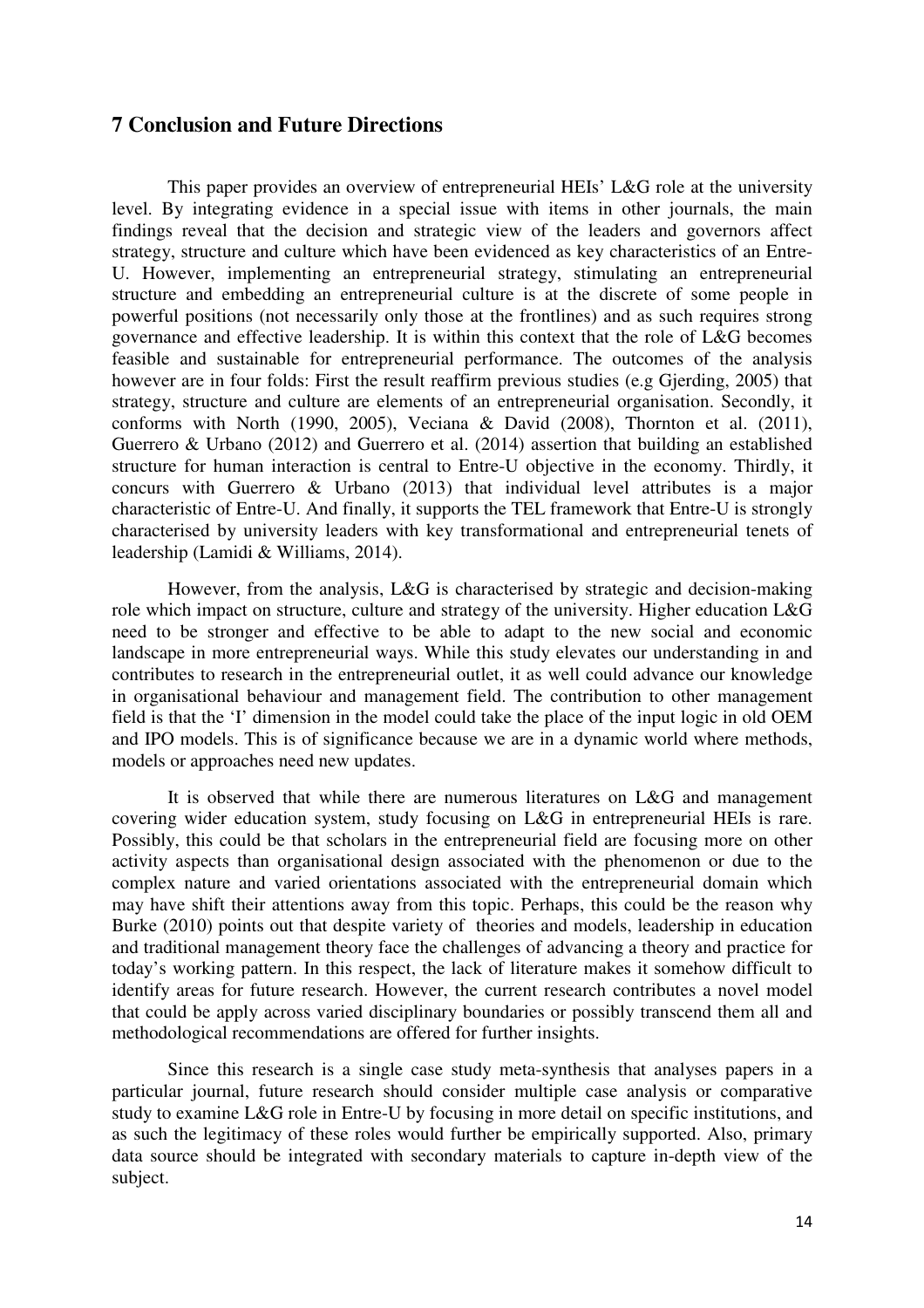## 7 Conclusion and Future Directions

This paper provides an overview of entrepreneurial HEIs' L&G role at the university level. By integrating evidence in a special issue with items in other journals, the main findings reveal that the decision and strategic view of the leaders and governors affect strategy, structure and culture which have been evidenced as key characteristics of an Entre-U. However, implementing an entrepreneurial strategy, stimulating an entrepreneurial structure and embedding an entrepreneurial culture is at the discrete of some people in powerful positions (not necessarily only those at the frontlines) and as such requires strong governance and effective leadership. It is within this context that the role of L&G becomes feasible and sustainable for entrepreneurial performance. The outcomes of the analysis however are in four folds: First the result reaffirm previous studies (e.g Gjerding, 2005) that strategy, structure and culture are elements of an entrepreneurial organisation. Secondly, it conforms with North (1990, 2005), Veciana & David (2008), Thornton et al. (2011), Guerrero & Urbano (2012) and Guerrero et al. (2014) assertion that building an established structure for human interaction is central to Entre-U objective in the economy. Thirdly, it concurs with Guerrero & Urbano (2013) that individual level attributes is a major characteristic of Entre-U. And finally, it supports the TEL framework that Entre-U is strongly characterised by university leaders with key transformational and entrepreneurial tenets of leadership (Lamidi & Williams, 2014).

However, from the analysis, L&G is characterised by strategic and decision-making role which impact on structure, culture and strategy of the university. Higher education L&G need to be stronger and effective to be able to adapt to the new social and economic landscape in more entrepreneurial ways. While this study elevates our understanding in and contributes to research in the entrepreneurial outlet, it as well could advance our knowledge in organisational behaviour and management field. The contribution to other management field is that the 'I' dimension in the model could take the place of the input logic in old OEM and IPO models. This is of significance because we are in a dynamic world where methods, models or approaches need new updates.

It is observed that while there are numerous literatures on L&G and management covering wider education system, study focusing on L&G in entrepreneurial HEIs is rare. Possibly, this could be that scholars in the entrepreneurial field are focusing more on other activity aspects than organisational design associated with the phenomenon or due to the complex nature and varied orientations associated with the entrepreneurial domain which may have shift their attentions away from this topic. Perhaps, this could be the reason why Burke (2010) points out that despite variety of theories and models, leadership in education and traditional management theory face the challenges of advancing a theory and practice for today's working pattern. In this respect, the lack of literature makes it somehow difficult to identify areas for future research. However, the current research contributes a novel model that could be apply across varied disciplinary boundaries or possibly transcend them all and methodological recommendations are offered for further insights.

Since this research is a single case study meta-synthesis that analyses papers in a particular journal, future research should consider multiple case analysis or comparative study to examine L&G role in Entre-U by focusing in more detail on specific institutions, and as such the legitimacy of these roles would further be empirically supported. Also, primary data source should be integrated with secondary materials to capture in-depth view of the subject.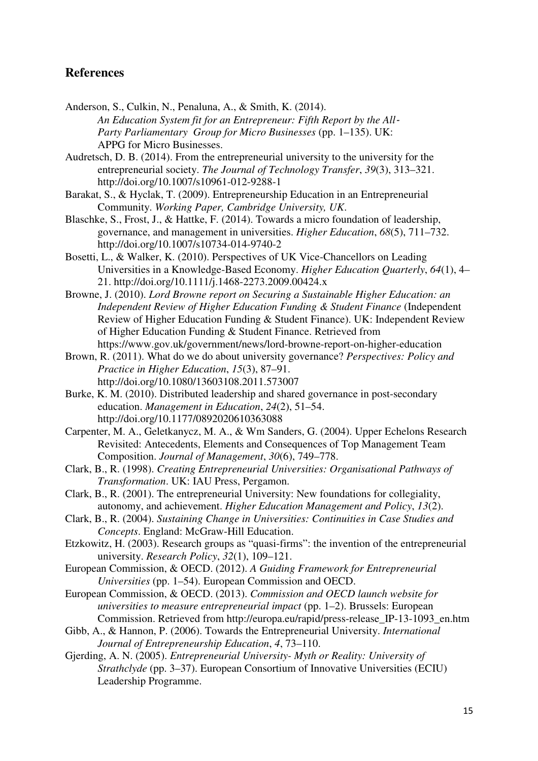## References

Anderson, S., Culkin, N., Penaluna, A., & Smith, K. (2014). *An Education System fit for an Entrepreneur: Fifth Report by the All-Party Parliamentary Group for Micro Businesses* (pp. 1–135). UK: APPG for Micro Businesses.

Audretsch, D. B. (2014). From the entrepreneurial university to the university for the entrepreneurial society. *The Journal of Technology Transfer*, *39*(3), 313–321. http://doi.org/10.1007/s10961-012-9288-1

Barakat, S., & Hyclak, T. (2009). Entrepreneurship Education in an Entrepreneurial Community. *Working Paper, Cambridge University, UK*.

Blaschke, S., Frost, J., & Hattke, F. (2014). Towards a micro foundation of leadership, governance, and management in universities. *Higher Education*, *68*(5), 711–732. http://doi.org/10.1007/s10734-014-9740-2

Bosetti, L., & Walker, K. (2010). Perspectives of UK Vice-Chancellors on Leading Universities in a Knowledge-Based Economy. *Higher Education Quarterly*, *64*(1), 4–21. http://doi.org/10.1111/j.1468-2273.2009.00424.x

Browne, J. (2010). *Lord Browne report on Securing a Sustainable Higher Education: an Independent Review of Higher Education Funding & Student Finance* (Independent Review of Higher Education Funding & Student Finance). UK: Independent Review of Higher Education Funding & Student Finance. Retrieved from https://www.gov.uk/government/news/lord-browne-report-on-higher-education

Brown, R. (2011). What do we do about university governance? *Perspectives: Policy and Practice in Higher Education*, *15*(3), 87–91. http://doi.org/10.1080/13603108.2011.573007

Burke, K. M. (2010). Distributed leadership and shared governance in post-secondary education. *Management in Education*, *24*(2), 51–54. http://doi.org/10.1177/0892020610363088

Carpenter, M. A., Geletkanycz, M. A., & Wm Sanders, G. (2004). Upper Echelons Research Revisited: Antecedents, Elements and Consequences of Top Management Team Composition. *Journal of Management*, *30*(6), 749–778.

Clark, B., R. (1998). *Creating Entrepreneurial Universities: Organisational Pathways of Transformation*. UK: IAU Press, Pergamon.

Clark, B., R. (2001). The entrepreneurial University: New foundations for collegiality, autonomy, and achievement. *Higher Education Management and Policy*, *13*(2).

Clark, B., R. (2004). *Sustaining Change in Universities: Continuities in Case Studies and Concepts*. England: McGraw-Hill Education.

Etzkowitz, H. (2003). Research groups as "quasi-firms": the invention of the entrepreneurial university. *Research Policy*, *32*(1), 109–121.

European Commission, & OECD. (2012). *A Guiding Framework for Entrepreneurial Universities* (pp. 1–54). European Commission and OECD.

European Commission, & OECD. (2013). *Commission and OECD launch website for universities to measure entrepreneurial impact* (pp. 1–2). Brussels: European Commission. Retrieved from http://europa.eu/rapid/press-release_IP-13-1093_en.htm

Gibb, A., & Hannon, P. (2006). Towards the Entrepreneurial University. *International Journal of Entrepreneurship Education*, *4*, 73–110.

Gjerding, A. N. (2005). *Entrepreneurial University- Myth or Reality: University of Strathclyde* (pp. 3–37). European Consortium of Innovative Universities (ECIU) Leadership Programme.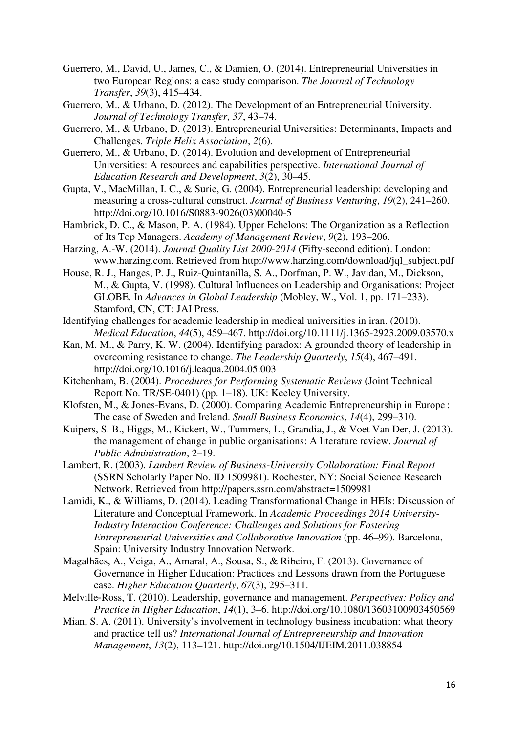Guerrero, M., David, U., James, C., & Damien, O. (2014). Entrepreneurial Universities in two European Regions: a case study comparison. *The Journal of Technology Transfer*, *39*(3), 415–434.

Guerrero, M., & Urbano, D. (2012). The Development of an Entrepreneurial University. *Journal of Technology Transfer*, *37*, 43–74.

Guerrero, M., & Urbano, D. (2013). Entrepreneurial Universities: Determinants, Impacts and Challenges. *Triple Helix Association*, *2*(6).

Guerrero, M., & Urbano, D. (2014). Evolution and development of Entrepreneurial Universities: A resources and capabilities perspective. *International Journal of Education Research and Development*, *3*(2), 30–45.

Gupta, V., MacMillan, I. C., & Surie, G. (2004). Entrepreneurial leadership: developing and measuring a cross-cultural construct. *Journal of Business Venturing*, *19*(2), 241–260. http://doi.org/10.1016/S0883-9026(03)00040-5

Hambrick, D. C., & Mason, P. A. (1984). Upper Echelons: The Organization as a Reflection of Its Top Managers. *Academy of Management Review*, *9*(2), 193–206.

Harzing, A.-W. (2014). *Journal Quality List 2000-2014* (Fifty-second edition). London: www.harzing.com. Retrieved from http://www.harzing.com/download/jql_subject.pdf

House, R. J., Hanges, P. J., Ruiz-Quintanilla, S. A., Dorfman, P. W., Javidan, M., Dickson, M., & Gupta, V. (1998). Cultural Influences on Leadership and Organisations: Project GLOBE. In *Advances in Global Leadership* (Mobley, W., Vol. 1, pp. 171–233). Stamford, CN, CT: JAI Press.

Identifying challenges for academic leadership in medical universities in iran. (2010). *Medical Education*, *44*(5), 459–467. http://doi.org/10.1111/j.1365-2923.2009.03570.x

Kan, M. M., & Parry, K. W. (2004). Identifying paradox: A grounded theory of leadership in overcoming resistance to change. *The Leadership Quarterly*, *15*(4), 467–491. http://doi.org/10.1016/j.leaqua.2004.05.003

Kitchenham, B. (2004). *Procedures for Performing Systematic Reviews* (Joint Technical Report No. TR/SE-0401) (pp. 1–18). UK: Keeley University.

Klofsten, M., & Jones-Evans, D. (2000). Comparing Academic Entrepreneurship in Europe : The case of Sweden and Ireland. *Small Business Economics*, *14*(4), 299–310.

Kuipers, S. B., Higgs, M., Kickert, W., Tummers, L., Grandia, J., & Voet Van Der, J. (2013). the management of change in public organisations: A literature review. *Journal of Public Administration*, 2–19.

Lambert, R. (2003). *Lambert Review of Business-University Collaboration: Final Report* (SSRN Scholarly Paper No. ID 1509981). Rochester, NY: Social Science Research Network. Retrieved from http://papers.ssrn.com/abstract=1509981

Lamidi, K., & Williams, D. (2014). Leading Transformational Change in HEIs: Discussion of Literature and Conceptual Framework. In *Academic Proceedings 2014 University-Industry Interaction Conference: Challenges and Solutions for Fostering Entrepreneurial Universities and Collaborative Innovation* (pp. 46–99). Barcelona, Spain: University Industry Innovation Network.

Magalhães, A., Veiga, A., Amaral, A., Sousa, S., & Ribeiro, F. (2013). Governance of Governance in Higher Education: Practices and Lessons drawn from the Portuguese case. *Higher Education Quarterly*, *67*(3), 295–311.

Melville-Ross, T. (2010). Leadership, governance and management. *Perspectives: Policy and Practice in Higher Education*, *14*(1), 3–6. http://doi.org/10.1080/13603100903450569

Mian, S. A. (2011). University's involvement in technology business incubation: what theory and practice tell us? *International Journal of Entrepreneurship and Innovation Management*, *13*(2), 113–121. http://doi.org/10.1504/IJEIM.2011.038854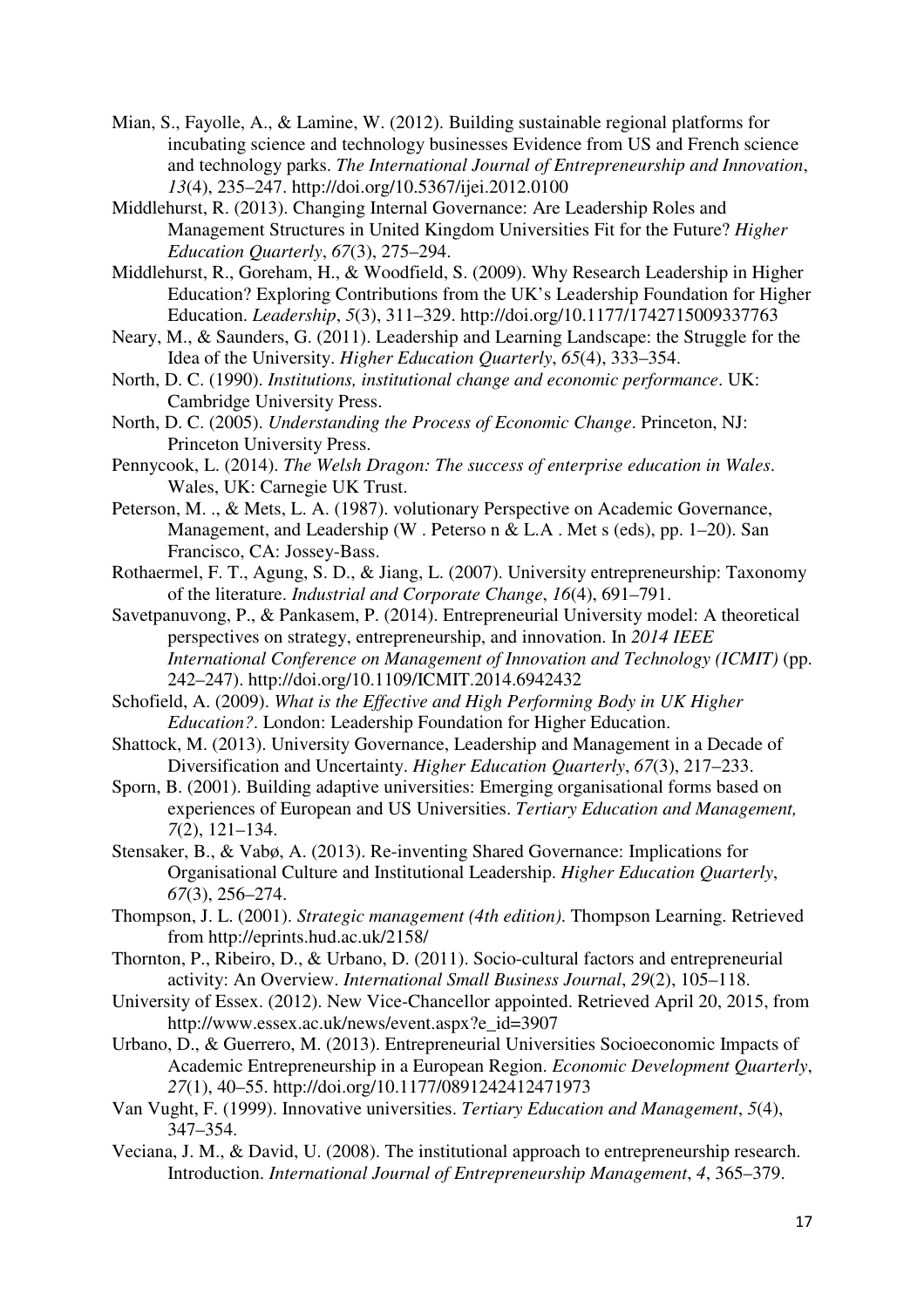Mian, S., Fayolle, A., & Lamine, W. (2012). Building sustainable regional platforms for incubating science and technology businesses Evidence from US and French science and technology parks. *The International Journal of Entrepreneurship and Innovation*, *13*(4), 235–247. http://doi.org/10.5367/ijei.2012.0100

Middlehurst, R. (2013). Changing Internal Governance: Are Leadership Roles and Management Structures in United Kingdom Universities Fit for the Future? *Higher Education Quarterly*, *67*(3), 275–294.

Middlehurst, R., Goreham, H., & Woodfield, S. (2009). Why Research Leadership in Higher Education? Exploring Contributions from the UK's Leadership Foundation for Higher Education. *Leadership*, *5*(3), 311–329. http://doi.org/10.1177/1742715009337763

Neary, M., & Saunders, G. (2011). Leadership and Learning Landscape: the Struggle for the Idea of the University. *Higher Education Quarterly*, *65*(4), 333–354.

North, D. C. (1990). *Institutions, institutional change and economic performance*. UK: Cambridge University Press.

North, D. C. (2005). *Understanding the Process of Economic Change*. Princeton, NJ: Princeton University Press.

Pennycook, L. (2014). *The Welsh Dragon: The success of enterprise education in Wales*. Wales, UK: Carnegie UK Trust.

Peterson, M. ., & Mets, L. A. (1987). volutionary Perspective on Academic Governance, Management, and Leadership (W . Peterso n & L.A . Met s (eds), pp. 1–20). San Francisco, CA: Jossey-Bass.

Rothaermel, F. T., Agung, S. D., & Jiang, L. (2007). University entrepreneurship: Taxonomy of the literature. *Industrial and Corporate Change*, *16*(4), 691–791.

Savetpanuvong, P., & Pankasem, P. (2014). Entrepreneurial University model: A theoretical perspectives on strategy, entrepreneurship, and innovation. In *2014 IEEE International Conference on Management of Innovation and Technology (ICMIT)* (pp. 242–247). http://doi.org/10.1109/ICMIT.2014.6942432

Schofield, A. (2009). *What is the Effective and High Performing Body in UK Higher Education?*. London: Leadership Foundation for Higher Education.

Shattock, M. (2013). University Governance, Leadership and Management in a Decade of Diversification and Uncertainty. *Higher Education Quarterly*, *67*(3), 217–233.

Sporn, B. (2001). Building adaptive universities: Emerging organisational forms based on experiences of European and US Universities. *Tertiary Education and Management, 7*(2), 121–134.

Stensaker, B., & Vabø, A. (2013). Re-inventing Shared Governance: Implications for Organisational Culture and Institutional Leadership. *Higher Education Quarterly*, *67*(3), 256–274.

Thompson, J. L. (2001). *Strategic management (4th edition)*. Thompson Learning. Retrieved from http://eprints.hud.ac.uk/2158/

Thornton, P., Ribeiro, D., & Urbano, D. (2011). Socio-cultural factors and entrepreneurial activity: An Overview. *International Small Business Journal*, *29*(2), 105–118.

University of Essex. (2012). New Vice-Chancellor appointed. Retrieved April 20, 2015, from http://www.essex.ac.uk/news/event.aspx?e_id=3907

Urbano, D., & Guerrero, M. (2013). Entrepreneurial Universities Socioeconomic Impacts of Academic Entrepreneurship in a European Region. *Economic Development Quarterly*, *27*(1), 40–55. http://doi.org/10.1177/0891242412471973

Van Vught, F. (1999). Innovative universities. *Tertiary Education and Management*, *5*(4), 347–354.

Veciana, J. M., & David, U. (2008). The institutional approach to entrepreneurship research. Introduction. *International Journal of Entrepreneurship Management*, *4*, 365–379.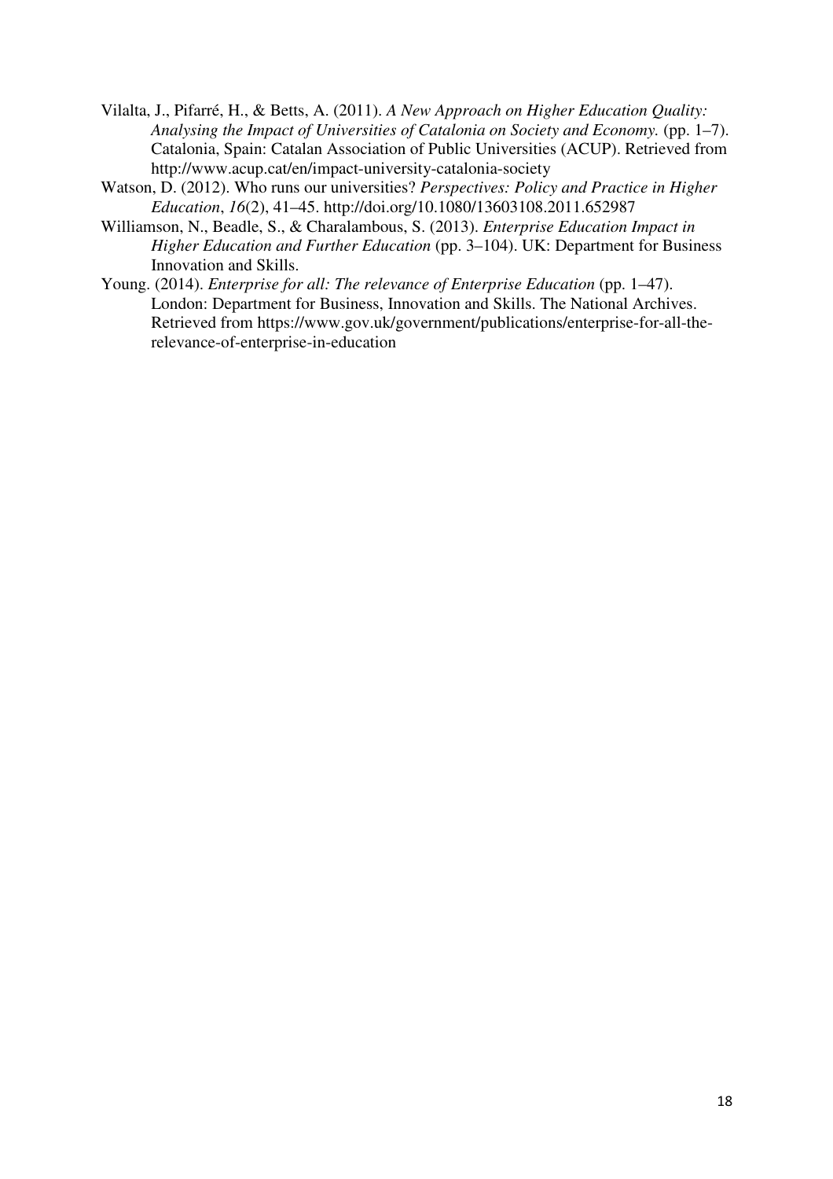Vilalta, J., Pifarré, H., & Betts, A. (2011). *A New Approach on Higher Education Quality: Analysing the Impact of Universities of Catalonia on Society and Economy.* (pp. 1–7). Catalonia, Spain: Catalan Association of Public Universities (ACUP). Retrieved from http://www.acup.cat/en/impact-university-catalonia-society

Watson, D. (2012). Who runs our universities? *Perspectives: Policy and Practice in Higher Education*, *16*(2), 41–45. http://doi.org/10.1080/13603108.2011.652987

Williamson, N., Beadle, S., & Charalambous, S. (2013). *Enterprise Education Impact in Higher Education and Further Education* (pp. 3–104). UK: Department for Business Innovation and Skills.

Young. (2014). *Enterprise for all: The relevance of Enterprise Education* (pp. 1–47). London: Department for Business, Innovation and Skills. The National Archives. Retrieved from https://www.gov.uk/government/publications/enterprise-for-all-the-relevance-of-enterprise-in-education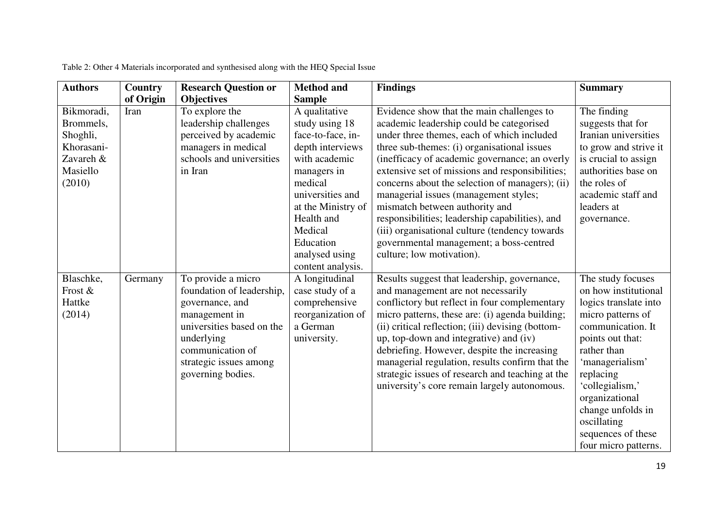Table 2: Other 4 Materials incorporated and synthesised along with the HEQ Special Issue

| Authors | Country of Origin | Research Question or Objectives | Method and Sample | Findings | Summary |
|---|---|---|---|---|---|
| Bikmoradi, Brommels, Shoghli, Khorasani-Zavareh & Masiello (2010) | Iran | To explore the leadership challenges perceived by academic managers in medical schools and universities in Iran | A qualitative study using 18 face-to-face, in-depth interviews with academic managers in medical universities and at the Ministry of Health and Medical Education analysed using content analysis. | Evidence show that the main challenges to academic leadership could be categorised under three themes, each of which included three sub-themes: (i) organisational issues (inefficacy of academic governance; an overly extensive set of missions and responsibilities; concerns about the selection of managers); (ii) managerial issues (management styles; mismatch between authority and responsibilities; leadership capabilities), and (iii) organisational culture (tendency towards governmental management; a boss-centred culture; low motivation). | The finding suggests that for Iranian universities to grow and strive it is crucial to assign authorities base on the roles of academic staff and leaders at governance. |
| Blaschke, Frost & Hattke (2014) | Germany | To provide a micro foundation of leadership, governance, and management in universities based on the underlying communication of strategic issues among governing bodies. | A longitudinal case study of a comprehensive reorganization of a German university. | Results suggest that leadership, governance, and management are not necessarily conflictory but reflect in four complementary micro patterns, these are: (i) agenda building; (ii) critical reflection; (iii) devising (bottom-up, top-down and integrative) and (iv) debriefing. However, despite the increasing managerial regulation, results confirm that the strategic issues of research and teaching at the university's core remain largely autonomous. | The study focuses on how institutional logics translate into micro patterns of communication. It points out that: rather than 'managerialism' replacing 'collegialism,' organizational change unfolds in oscillating sequences of these four micro patterns. |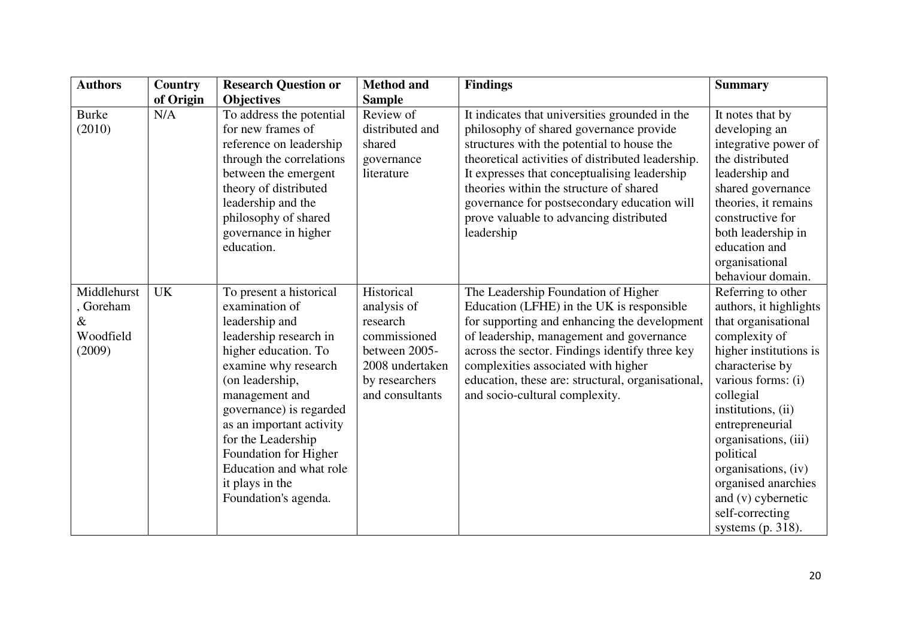| Authors | Country of Origin | Research Question or Objectives | Method and Sample | Findings | Summary |
|---|---|---|---|---|---|
| Burke (2010) | N/A | To address the potential for new frames of reference on leadership through the correlations between the emergent theory of distributed leadership and the philosophy of shared governance in higher education. | Review of distributed and shared governance literature | It indicates that universities grounded in the philosophy of shared governance provide structures with the potential to house the theoretical activities of distributed leadership. It expresses that conceptualising leadership theories within the structure of shared governance for postsecondary education will prove valuable to advancing distributed leadership | It notes that by developing an integrative power of the distributed leadership and shared governance theories, it remains constructive for both leadership in education and organisational behaviour domain. |
| Middlehurst, Goreham & Woodfield (2009) | UK | To present a historical examination of leadership and leadership research in higher education. To examine why research (on leadership, management and governance) is regarded as an important activity for the Leadership Foundation for Higher Education and what role it plays in the Foundation's agenda. | Historical analysis of research commissioned between 2005-2008 undertaken by researchers and consultants | The Leadership Foundation of Higher Education (LFHE) in the UK is responsible for supporting and enhancing the development of leadership, management and governance across the sector. Findings identify three key complexities associated with higher education, these are: structural, organisational, and socio-cultural complexity. | Referring to other authors, it highlights that organisational complexity of higher institutions is characterise by various forms: (i) collegial institutions, (ii) entrepreneurial organisations, (iii) political organisations, (iv) organised anarchies and (v) cybernetic self-correcting systems (p. 318). |